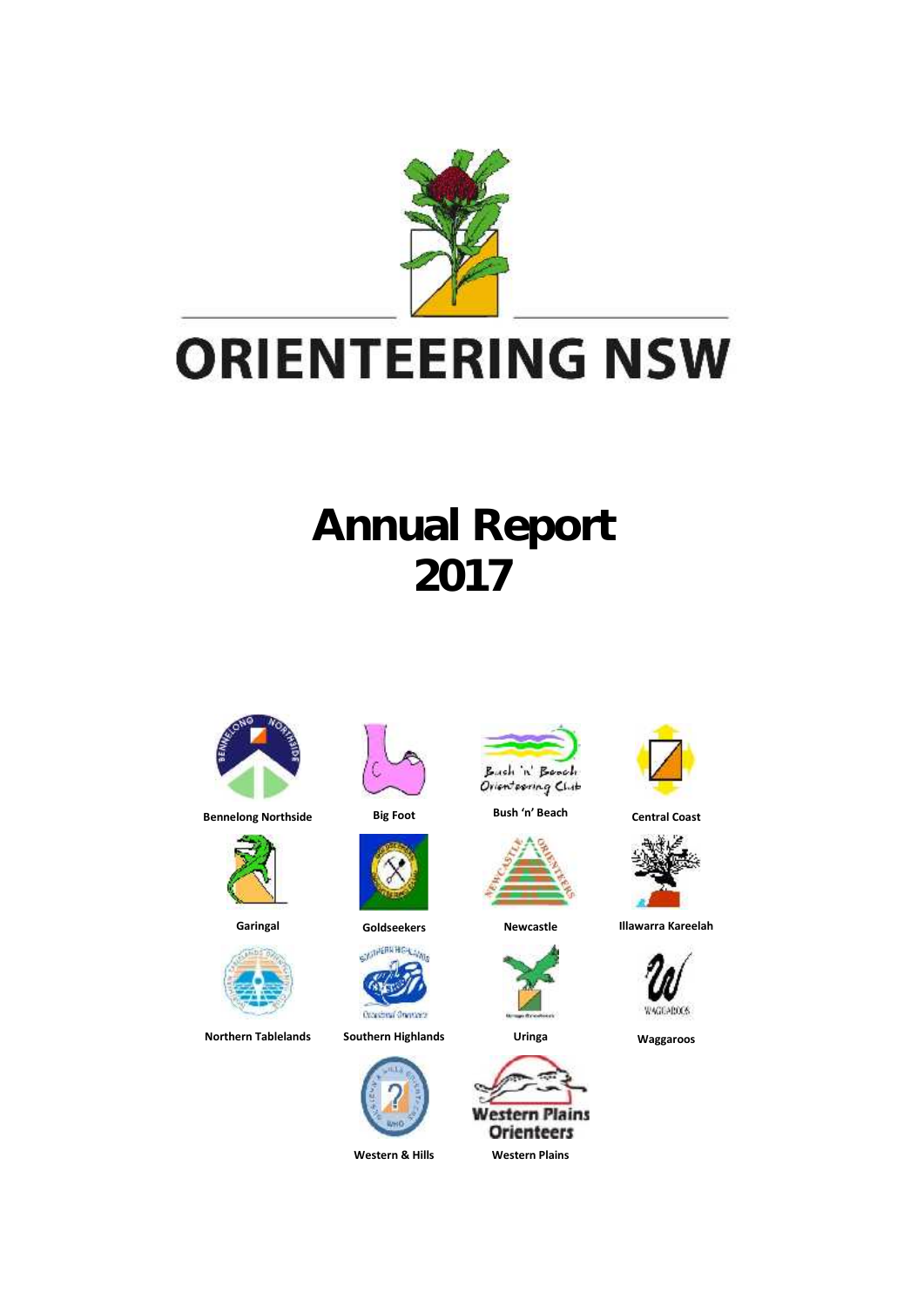# ORIENTEERING NSW

# Annual Report 2017

Bennelong Northside

Big Foot

Bush 'n' Beach

Central Coast

Garingal

Goldseekers

Newcastle

Illawarra Kareelah

Northern Tablelands

Southern Highlands

Uringa

Waggaroos

Western & Hills

Western Plains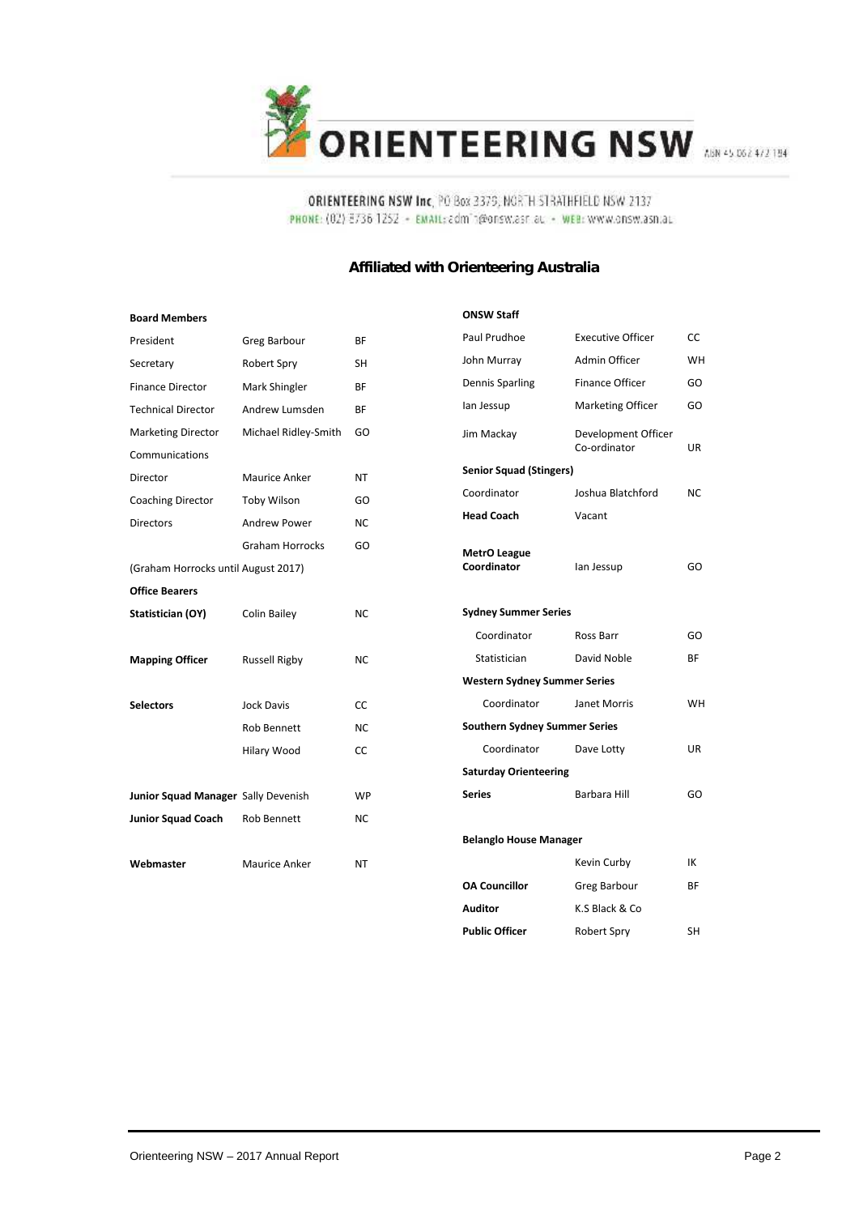# ORIENTEERING NSW

ABN 45 062 472 194

**ORIENTEERING NSW Inc**, PO Box 3379, NORTH STRATHFIELD NSW 2137
PHONE: (02) 8736 1252 • EMAIL: admin@onsw.asn.au • WEB: www.onsw.asn.au

## Affiliated with Orienteering Australia

**Board Members**

| | | |
|---|---|---|
| President | Greg Barbour | BF |
| Secretary | Robert Spry | SH |
| Finance Director | Mark Shingler | BF |
| Technical Director | Andrew Lumsden | BF |
| Marketing Director | Michael Ridley-Smith | GO |
| Communications Director | Maurice Anker | NT |
| Coaching Director | Toby Wilson | GO |
| Directors | Andrew Power | NC |
| | Graham Horrocks | GO |

(Graham Horrocks until August 2017)

**Office Bearers**

| | | |
|---|---|---|
| **Statistician (OY)** | Colin Bailey | NC |
| **Mapping Officer** | Russell Rigby | NC |
| **Selectors** | Jock Davis | CC |
| | Rob Bennett | NC |
| | Hilary Wood | CC |
| **Junior Squad Manager** | Sally Devenish | WP |
| **Junior Squad Coach** | Rob Bennett | NC |
| **Webmaster** | Maurice Anker | NT |

**ONSW Staff**

| | | |
|---|---|---|
| Paul Prudhoe | Executive Officer | CC |
| John Murray | Admin Officer | WH |
| Dennis Sparling | Finance Officer | GO |
| Ian Jessup | Marketing Officer | GO |
| Jim Mackay | Development Officer Co-ordinator | UR |

**Senior Squad (Stingers)**

| | | |
|---|---|---|
| Coordinator | Joshua Blatchford | NC |
| **Head Coach** | Vacant | |
| **MetrO League Coordinator** | Ian Jessup | GO |

**Sydney Summer Series**

| | | |
|---|---|---|
| Coordinator | Ross Barr | GO |
| Statistician | David Noble | BF |

**Western Sydney Summer Series**

| | | |
|---|---|---|
| Coordinator | Janet Morris | WH |

**Southern Sydney Summer Series**

| | | |
|---|---|---|
| Coordinator | Dave Lotty | UR |

| | | |
|---|---|---|
| **Saturday Orienteering Series** | Barbara Hill | GO |
| **Belanglo House Manager** | Kevin Curby | IK |
| **OA Councillor** | Greg Barbour | BF |
| **Auditor** | K.S Black & Co | |
| **Public Officer** | Robert Spry | SH |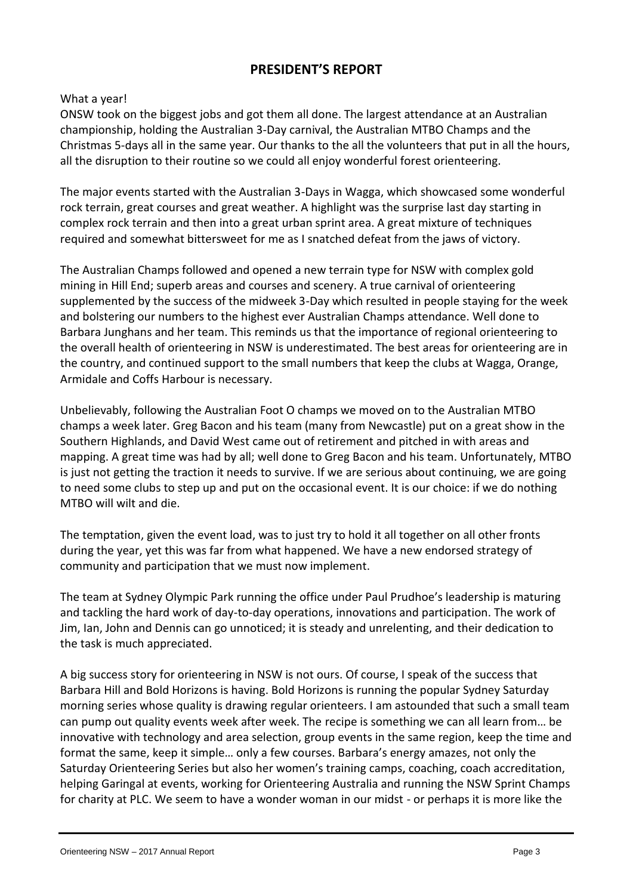## PRESIDENT'S REPORT

What a year!

ONSW took on the biggest jobs and got them all done. The largest attendance at an Australian championship, holding the Australian 3-Day carnival, the Australian MTBO Champs and the Christmas 5-days all in the same year. Our thanks to the all the volunteers that put in all the hours, all the disruption to their routine so we could all enjoy wonderful forest orienteering.

The major events started with the Australian 3-Days in Wagga, which showcased some wonderful rock terrain, great courses and great weather. A highlight was the surprise last day starting in complex rock terrain and then into a great urban sprint area. A great mixture of techniques required and somewhat bittersweet for me as I snatched defeat from the jaws of victory.

The Australian Champs followed and opened a new terrain type for NSW with complex gold mining in Hill End; superb areas and courses and scenery. A true carnival of orienteering supplemented by the success of the midweek 3-Day which resulted in people staying for the week and bolstering our numbers to the highest ever Australian Champs attendance. Well done to Barbara Junghans and her team. This reminds us that the importance of regional orienteering to the overall health of orienteering in NSW is underestimated. The best areas for orienteering are in the country, and continued support to the small numbers that keep the clubs at Wagga, Orange, Armidale and Coffs Harbour is necessary.

Unbelievably, following the Australian Foot O champs we moved on to the Australian MTBO champs a week later. Greg Bacon and his team (many from Newcastle) put on a great show in the Southern Highlands, and David West came out of retirement and pitched in with areas and mapping. A great time was had by all; well done to Greg Bacon and his team. Unfortunately, MTBO is just not getting the traction it needs to survive. If we are serious about continuing, we are going to need some clubs to step up and put on the occasional event. It is our choice: if we do nothing MTBO will wilt and die.

The temptation, given the event load, was to just try to hold it all together on all other fronts during the year, yet this was far from what happened. We have a new endorsed strategy of community and participation that we must now implement.

The team at Sydney Olympic Park running the office under Paul Prudhoe's leadership is maturing and tackling the hard work of day-to-day operations, innovations and participation. The work of Jim, Ian, John and Dennis can go unnoticed; it is steady and unrelenting, and their dedication to the task is much appreciated.

A big success story for orienteering in NSW is not ours. Of course, I speak of the success that Barbara Hill and Bold Horizons is having. Bold Horizons is running the popular Sydney Saturday morning series whose quality is drawing regular orienteers. I am astounded that such a small team can pump out quality events week after week. The recipe is something we can all learn from… be innovative with technology and area selection, group events in the same region, keep the time and format the same, keep it simple… only a few courses. Barbara's energy amazes, not only the Saturday Orienteering Series but also her women's training camps, coaching, coach accreditation, helping Garingal at events, working for Orienteering Australia and running the NSW Sprint Champs for charity at PLC. We seem to have a wonder woman in our midst - or perhaps it is more like the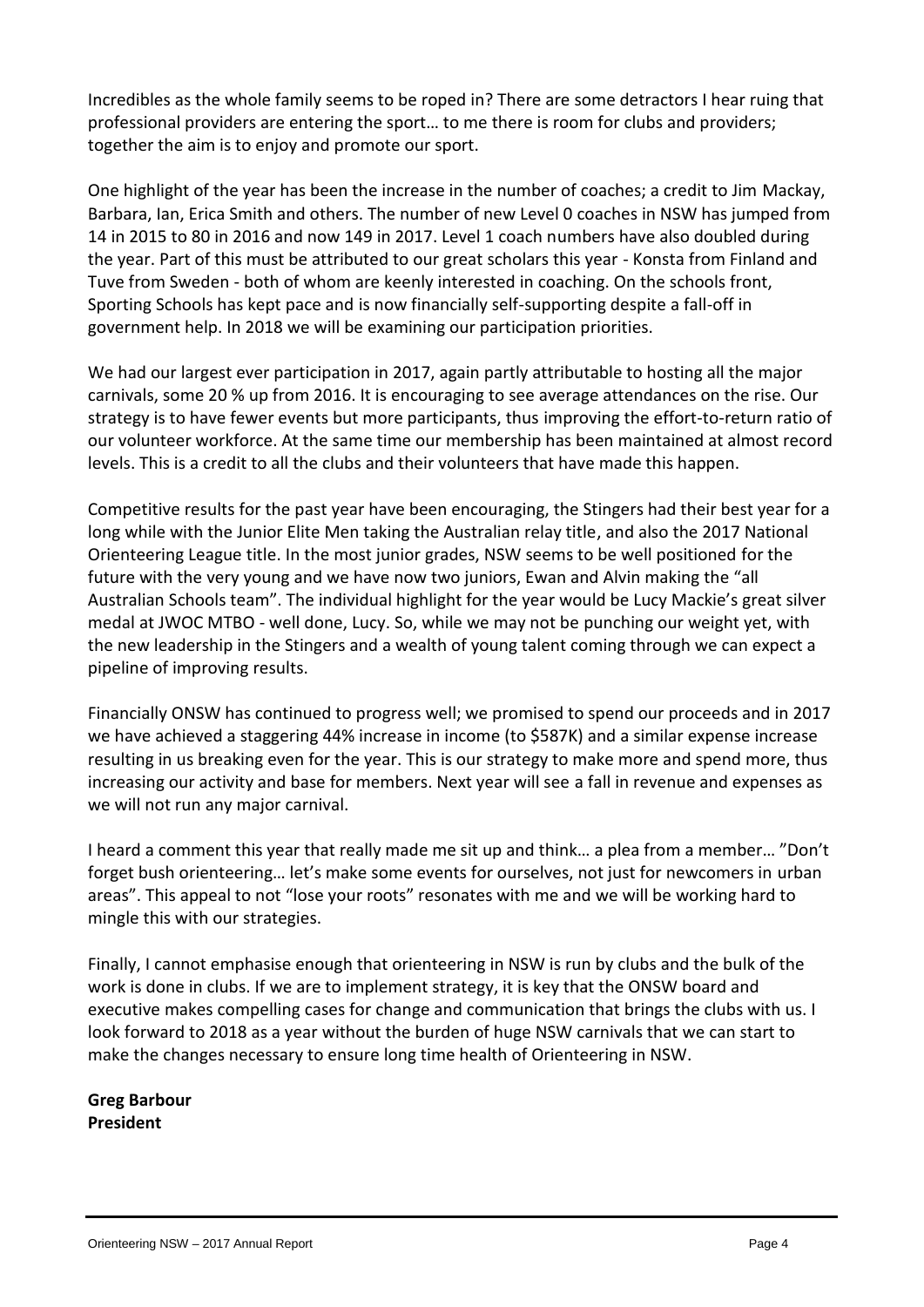Incredibles as the whole family seems to be roped in? There are some detractors I hear ruing that professional providers are entering the sport… to me there is room for clubs and providers; together the aim is to enjoy and promote our sport.

One highlight of the year has been the increase in the number of coaches; a credit to Jim Mackay, Barbara, Ian, Erica Smith and others. The number of new Level 0 coaches in NSW has jumped from 14 in 2015 to 80 in 2016 and now 149 in 2017. Level 1 coach numbers have also doubled during the year. Part of this must be attributed to our great scholars this year - Konsta from Finland and Tuve from Sweden - both of whom are keenly interested in coaching. On the schools front, Sporting Schools has kept pace and is now financially self-supporting despite a fall-off in government help. In 2018 we will be examining our participation priorities.

We had our largest ever participation in 2017, again partly attributable to hosting all the major carnivals, some 20 % up from 2016. It is encouraging to see average attendances on the rise. Our strategy is to have fewer events but more participants, thus improving the effort-to-return ratio of our volunteer workforce. At the same time our membership has been maintained at almost record levels. This is a credit to all the clubs and their volunteers that have made this happen.

Competitive results for the past year have been encouraging, the Stingers had their best year for a long while with the Junior Elite Men taking the Australian relay title, and also the 2017 National Orienteering League title. In the most junior grades, NSW seems to be well positioned for the future with the very young and we have now two juniors, Ewan and Alvin making the "all Australian Schools team". The individual highlight for the year would be Lucy Mackie's great silver medal at JWOC MTBO - well done, Lucy. So, while we may not be punching our weight yet, with the new leadership in the Stingers and a wealth of young talent coming through we can expect a pipeline of improving results.

Financially ONSW has continued to progress well; we promised to spend our proceeds and in 2017 we have achieved a staggering 44% increase in income (to $587K) and a similar expense increase resulting in us breaking even for the year. This is our strategy to make more and spend more, thus increasing our activity and base for members. Next year will see a fall in revenue and expenses as we will not run any major carnival.

I heard a comment this year that really made me sit up and think… a plea from a member… "Don't forget bush orienteering… let's make some events for ourselves, not just for newcomers in urban areas". This appeal to not "lose your roots" resonates with me and we will be working hard to mingle this with our strategies.

Finally, I cannot emphasise enough that orienteering in NSW is run by clubs and the bulk of the work is done in clubs. If we are to implement strategy, it is key that the ONSW board and executive makes compelling cases for change and communication that brings the clubs with us. I look forward to 2018 as a year without the burden of huge NSW carnivals that we can start to make the changes necessary to ensure long time health of Orienteering in NSW.

**Greg Barbour**
**President**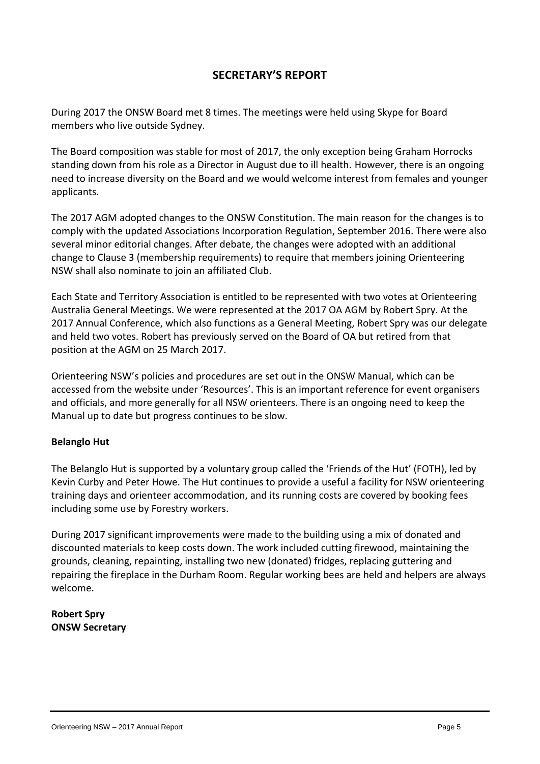# SECRETARY'S REPORT

During 2017 the ONSW Board met 8 times. The meetings were held using Skype for Board members who live outside Sydney.

The Board composition was stable for most of 2017, the only exception being Graham Horrocks standing down from his role as a Director in August due to ill health. However, there is an ongoing need to increase diversity on the Board and we would welcome interest from females and younger applicants.

The 2017 AGM adopted changes to the ONSW Constitution. The main reason for the changes is to comply with the updated Associations Incorporation Regulation, September 2016. There were also several minor editorial changes. After debate, the changes were adopted with an additional change to Clause 3 (membership requirements) to require that members joining Orienteering NSW shall also nominate to join an affiliated Club.

Each State and Territory Association is entitled to be represented with two votes at Orienteering Australia General Meetings. We were represented at the 2017 OA AGM by Robert Spry. At the 2017 Annual Conference, which also functions as a General Meeting, Robert Spry was our delegate and held two votes. Robert has previously served on the Board of OA but retired from that position at the AGM on 25 March 2017.

Orienteering NSW's policies and procedures are set out in the ONSW Manual, which can be accessed from the website under 'Resources'. This is an important reference for event organisers and officials, and more generally for all NSW orienteers. There is an ongoing need to keep the Manual up to date but progress continues to be slow.

**Belanglo Hut**

The Belanglo Hut is supported by a voluntary group called the 'Friends of the Hut' (FOTH), led by Kevin Curby and Peter Howe. The Hut continues to provide a useful a facility for NSW orienteering training days and orienteer accommodation, and its running costs are covered by booking fees including some use by Forestry workers.

During 2017 significant improvements were made to the building using a mix of donated and discounted materials to keep costs down. The work included cutting firewood, maintaining the grounds, cleaning, repainting, installing two new (donated) fridges, replacing guttering and repairing the fireplace in the Durham Room. Regular working bees are held and helpers are always welcome.

**Robert Spry**
**ONSW Secretary**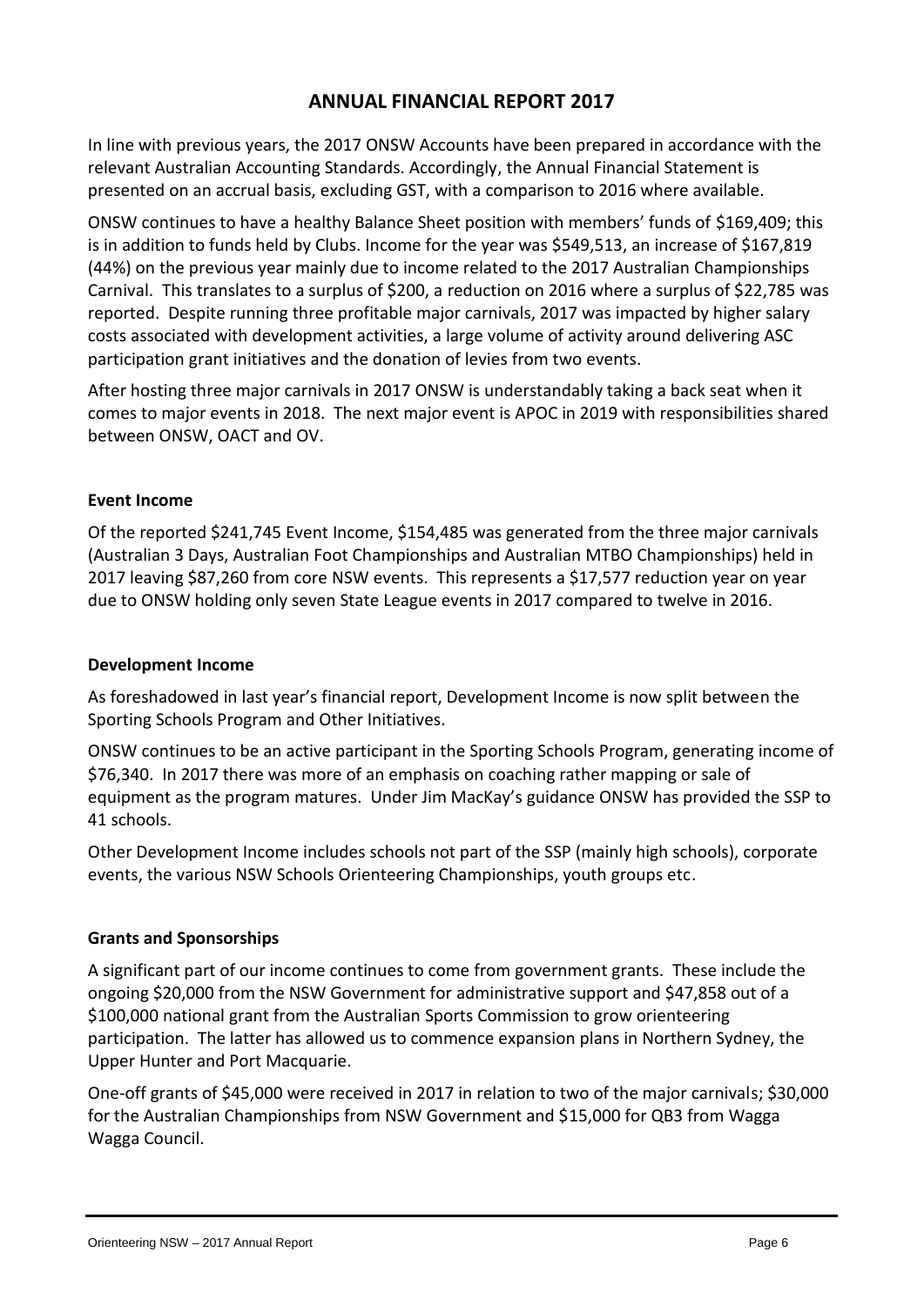# ANNUAL FINANCIAL REPORT 2017

In line with previous years, the 2017 ONSW Accounts have been prepared in accordance with the relevant Australian Accounting Standards. Accordingly, the Annual Financial Statement is presented on an accrual basis, excluding GST, with a comparison to 2016 where available.

ONSW continues to have a healthy Balance Sheet position with members' funds of $169,409; this is in addition to funds held by Clubs. Income for the year was $549,513, an increase of $167,819 (44%) on the previous year mainly due to income related to the 2017 Australian Championships Carnival. This translates to a surplus of $200, a reduction on 2016 where a surplus of $22,785 was reported. Despite running three profitable major carnivals, 2017 was impacted by higher salary costs associated with development activities, a large volume of activity around delivering ASC participation grant initiatives and the donation of levies from two events.

After hosting three major carnivals in 2017 ONSW is understandably taking a back seat when it comes to major events in 2018. The next major event is APOC in 2019 with responsibilities shared between ONSW, OACT and OV.

**Event Income**

Of the reported $241,745 Event Income, $154,485 was generated from the three major carnivals (Australian 3 Days, Australian Foot Championships and Australian MTBO Championships) held in 2017 leaving $87,260 from core NSW events. This represents a $17,577 reduction year on year due to ONSW holding only seven State League events in 2017 compared to twelve in 2016.

**Development Income**

As foreshadowed in last year's financial report, Development Income is now split between the Sporting Schools Program and Other Initiatives.

ONSW continues to be an active participant in the Sporting Schools Program, generating income of $76,340. In 2017 there was more of an emphasis on coaching rather mapping or sale of equipment as the program matures. Under Jim MacKay's guidance ONSW has provided the SSP to 41 schools.

Other Development Income includes schools not part of the SSP (mainly high schools), corporate events, the various NSW Schools Orienteering Championships, youth groups etc.

**Grants and Sponsorships**

A significant part of our income continues to come from government grants. These include the ongoing $20,000 from the NSW Government for administrative support and $47,858 out of a $100,000 national grant from the Australian Sports Commission to grow orienteering participation. The latter has allowed us to commence expansion plans in Northern Sydney, the Upper Hunter and Port Macquarie.

One-off grants of $45,000 were received in 2017 in relation to two of the major carnivals; $30,000 for the Australian Championships from NSW Government and $15,000 for QB3 from Wagga Wagga Council.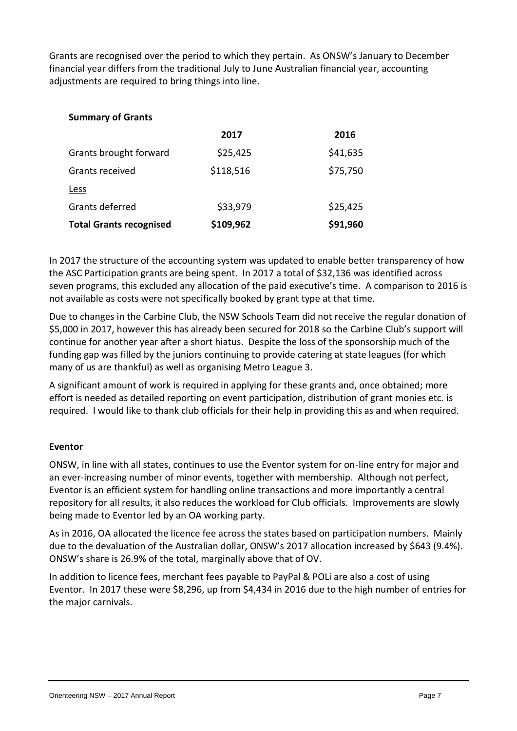Grants are recognised over the period to which they pertain. As ONSW's January to December financial year differs from the traditional July to June Australian financial year, accounting adjustments are required to bring things into line.

**Summary of Grants**

| | 2017 | 2016 |
|---|---|---|
| Grants brought forward | $25,425 | $41,635 |
| Grants received | $118,516 | $75,750 |
| Less | | |
| Grants deferred | $33,979 | $25,425 |
| **Total Grants recognised** | **$109,962** | **$91,960** |

In 2017 the structure of the accounting system was updated to enable better transparency of how the ASC Participation grants are being spent. In 2017 a total of $32,136 was identified across seven programs, this excluded any allocation of the paid executive's time. A comparison to 2016 is not available as costs were not specifically booked by grant type at that time.

Due to changes in the Carbine Club, the NSW Schools Team did not receive the regular donation of $5,000 in 2017, however this has already been secured for 2018 so the Carbine Club's support will continue for another year after a short hiatus. Despite the loss of the sponsorship much of the funding gap was filled by the juniors continuing to provide catering at state leagues (for which many of us are thankful) as well as organising Metro League 3.

A significant amount of work is required in applying for these grants and, once obtained; more effort is needed as detailed reporting on event participation, distribution of grant monies etc. is required. I would like to thank club officials for their help in providing this as and when required.

**Eventor**

ONSW, in line with all states, continues to use the Eventor system for on-line entry for major and an ever-increasing number of minor events, together with membership. Although not perfect, Eventor is an efficient system for handling online transactions and more importantly a central repository for all results, it also reduces the workload for Club officials. Improvements are slowly being made to Eventor led by an OA working party.

As in 2016, OA allocated the licence fee across the states based on participation numbers. Mainly due to the devaluation of the Australian dollar, ONSW's 2017 allocation increased by $643 (9.4%). ONSW's share is 26.9% of the total, marginally above that of OV.

In addition to licence fees, merchant fees payable to PayPal & POLi are also a cost of using Eventor. In 2017 these were $8,296, up from $4,434 in 2016 due to the high number of entries for the major carnivals.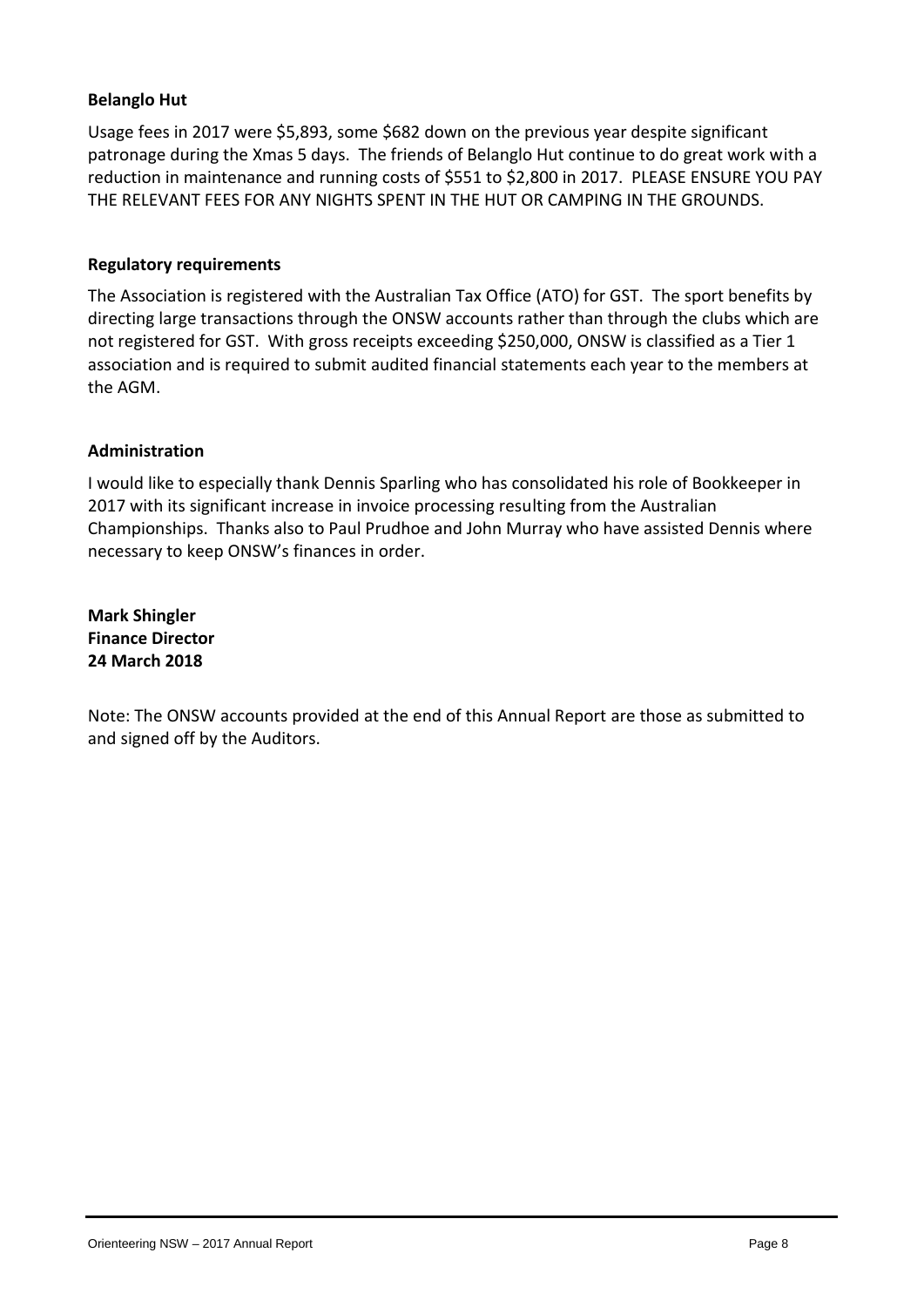**Belanglo Hut**

Usage fees in 2017 were $5,893, some $682 down on the previous year despite significant patronage during the Xmas 5 days. The friends of Belanglo Hut continue to do great work with a reduction in maintenance and running costs of $551 to $2,800 in 2017. PLEASE ENSURE YOU PAY THE RELEVANT FEES FOR ANY NIGHTS SPENT IN THE HUT OR CAMPING IN THE GROUNDS.

**Regulatory requirements**

The Association is registered with the Australian Tax Office (ATO) for GST. The sport benefits by directing large transactions through the ONSW accounts rather than through the clubs which are not registered for GST. With gross receipts exceeding $250,000, ONSW is classified as a Tier 1 association and is required to submit audited financial statements each year to the members at the AGM.

**Administration**

I would like to especially thank Dennis Sparling who has consolidated his role of Bookkeeper in 2017 with its significant increase in invoice processing resulting from the Australian Championships. Thanks also to Paul Prudhoe and John Murray who have assisted Dennis where necessary to keep ONSW's finances in order.

**Mark Shingler**
**Finance Director**
**24 March 2018**

Note: The ONSW accounts provided at the end of this Annual Report are those as submitted to and signed off by the Auditors.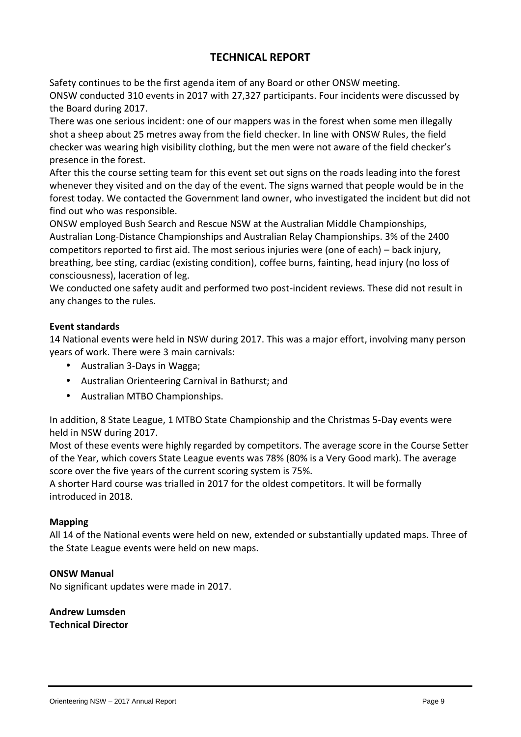# TECHNICAL REPORT

Safety continues to be the first agenda item of any Board or other ONSW meeting.
ONSW conducted 310 events in 2017 with 27,327 participants. Four incidents were discussed by the Board during 2017.
There was one serious incident: one of our mappers was in the forest when some men illegally shot a sheep about 25 metres away from the field checker. In line with ONSW Rules, the field checker was wearing high visibility clothing, but the men were not aware of the field checker's presence in the forest.
After this the course setting team for this event set out signs on the roads leading into the forest whenever they visited and on the day of the event. The signs warned that people would be in the forest today. We contacted the Government land owner, who investigated the incident but did not find out who was responsible.
ONSW employed Bush Search and Rescue NSW at the Australian Middle Championships, Australian Long-Distance Championships and Australian Relay Championships. 3% of the 2400 competitors reported to first aid. The most serious injuries were (one of each) – back injury, breathing, bee sting, cardiac (existing condition), coffee burns, fainting, head injury (no loss of consciousness), laceration of leg.
We conducted one safety audit and performed two post-incident reviews. These did not result in any changes to the rules.

**Event standards**

14 National events were held in NSW during 2017. This was a major effort, involving many person years of work. There were 3 main carnivals:

- Australian 3-Days in Wagga;
- Australian Orienteering Carnival in Bathurst; and
- Australian MTBO Championships.

In addition, 8 State League, 1 MTBO State Championship and the Christmas 5-Day events were held in NSW during 2017.
Most of these events were highly regarded by competitors. The average score in the Course Setter of the Year, which covers State League events was 78% (80% is a Very Good mark). The average score over the five years of the current scoring system is 75%.
A shorter Hard course was trialled in 2017 for the oldest competitors. It will be formally introduced in 2018.

**Mapping**

All 14 of the National events were held on new, extended or substantially updated maps. Three of the State League events were held on new maps.

**ONSW Manual**

No significant updates were made in 2017.

**Andrew Lumsden**
**Technical Director**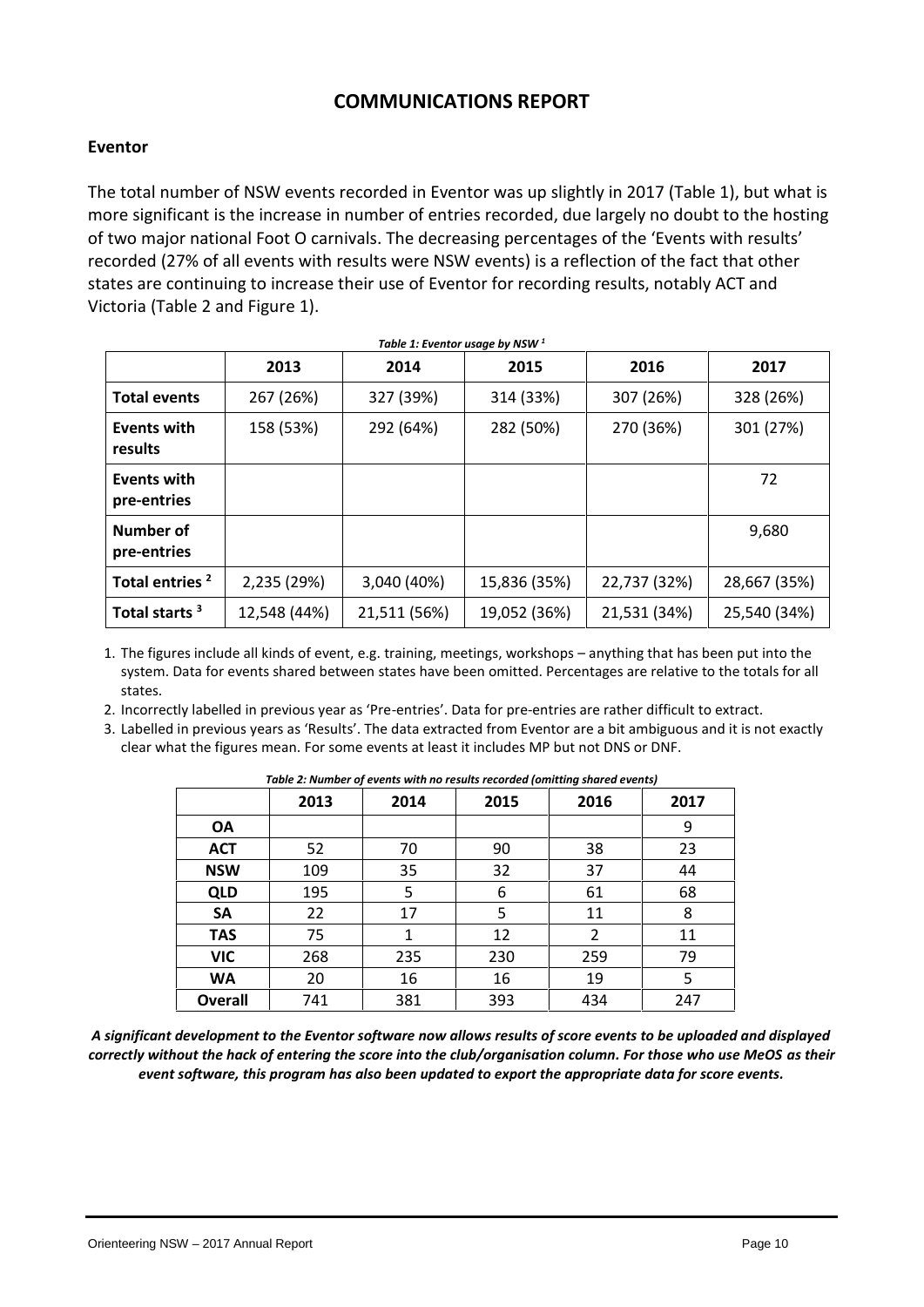# COMMUNICATIONS REPORT

## Eventor

The total number of NSW events recorded in Eventor was up slightly in 2017 (Table 1), but what is more significant is the increase in number of entries recorded, due largely no doubt to the hosting of two major national Foot O carnivals. The decreasing percentages of the 'Events with results' recorded (27% of all events with results were NSW events) is a reflection of the fact that other states are continuing to increase their use of Eventor for recording results, notably ACT and Victoria (Table 2 and Figure 1).

*Table 1: Eventor usage by NSW [1]*

| | 2013 | 2014 | 2015 | 2016 | 2017 |
|---|---|---|---|---|---|
| **Total events** | 267 (26%) | 327 (39%) | 314 (33%) | 307 (26%) | 328 (26%) |
| **Events with results** | 158 (53%) | 292 (64%) | 282 (50%) | 270 (36%) | 301 (27%) |
| **Events with pre-entries** | | | | | 72 |
| **Number of pre-entries** | | | | | 9,680 |
| **Total entries [2]** | 2,235 (29%) | 3,040 (40%) | 15,836 (35%) | 22,737 (32%) | 28,667 (35%) |
| **Total starts [3]** | 12,548 (44%) | 21,511 (56%) | 19,052 (36%) | 21,531 (34%) | 25,540 (34%) |

1. The figures include all kinds of event, e.g. training, meetings, workshops – anything that has been put into the system. Data for events shared between states have been omitted. Percentages are relative to the totals for all states.
2. Incorrectly labelled in previous year as 'Pre-entries'. Data for pre-entries are rather difficult to extract.
3. Labelled in previous years as 'Results'. The data extracted from Eventor are a bit ambiguous and it is not exactly clear what the figures mean. For some events at least it includes MP but not DNS or DNF.

*Table 2: Number of events with no results recorded (omitting shared events)*

| | 2013 | 2014 | 2015 | 2016 | 2017 |
|---|---|---|---|---|---|
| **OA** | | | | | 9 |
| **ACT** | 52 | 70 | 90 | 38 | 23 |
| **NSW** | 109 | 35 | 32 | 37 | 44 |
| **QLD** | 195 | 5 | 6 | 61 | 68 |
| **SA** | 22 | 17 | 5 | 11 | 8 |
| **TAS** | 75 | 1 | 12 | 2 | 11 |
| **VIC** | 268 | 235 | 230 | 259 | 79 |
| **WA** | 20 | 16 | 16 | 19 | 5 |
| **Overall** | 741 | 381 | 393 | 434 | 247 |

***A significant development to the Eventor software now allows results of score events to be uploaded and displayed correctly without the hack of entering the score into the club/organisation column. For those who use MeOS as their event software, this program has also been updated to export the appropriate data for score events.***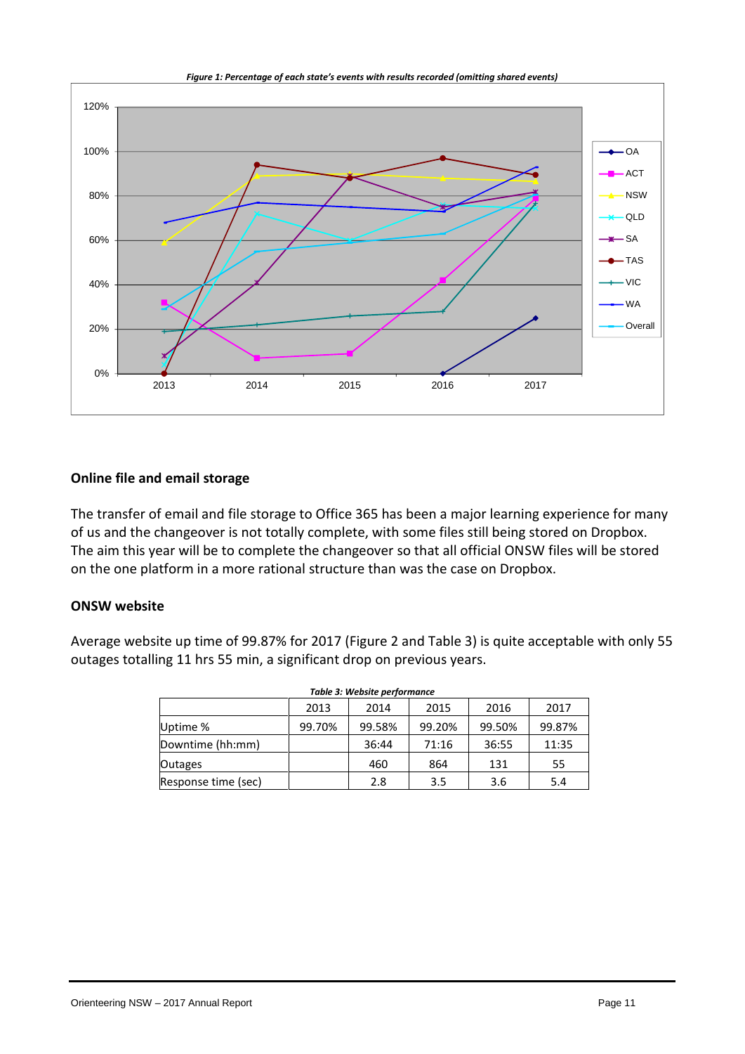*Figure 1: Percentage of each state's events with results recorded (omitting shared events)*

### Online file and email storage

The transfer of email and file storage to Office 365 has been a major learning experience for many of us and the changeover is not totally complete, with some files still being stored on Dropbox. The aim this year will be to complete the changeover so that all official ONSW files will be stored on the one platform in a more rational structure than was the case on Dropbox.

### ONSW website

Average website up time of 99.87% for 2017 (Figure 2 and Table 3) is quite acceptable with only 55 outages totalling 11 hrs 55 min, a significant drop on previous years.

*Table 3: Website performance*

| | 2013 | 2014 | 2015 | 2016 | 2017 |
|---|---|---|---|---|---|
| Uptime % | 99.70% | 99.58% | 99.20% | 99.50% | 99.87% |
| Downtime (hh:mm) | | 36:44 | 71:16 | 36:55 | 11:35 |
| Outages | | 460 | 864 | 131 | 55 |
| Response time (sec) | | 2.8 | 3.5 | 3.6 | 5.4 |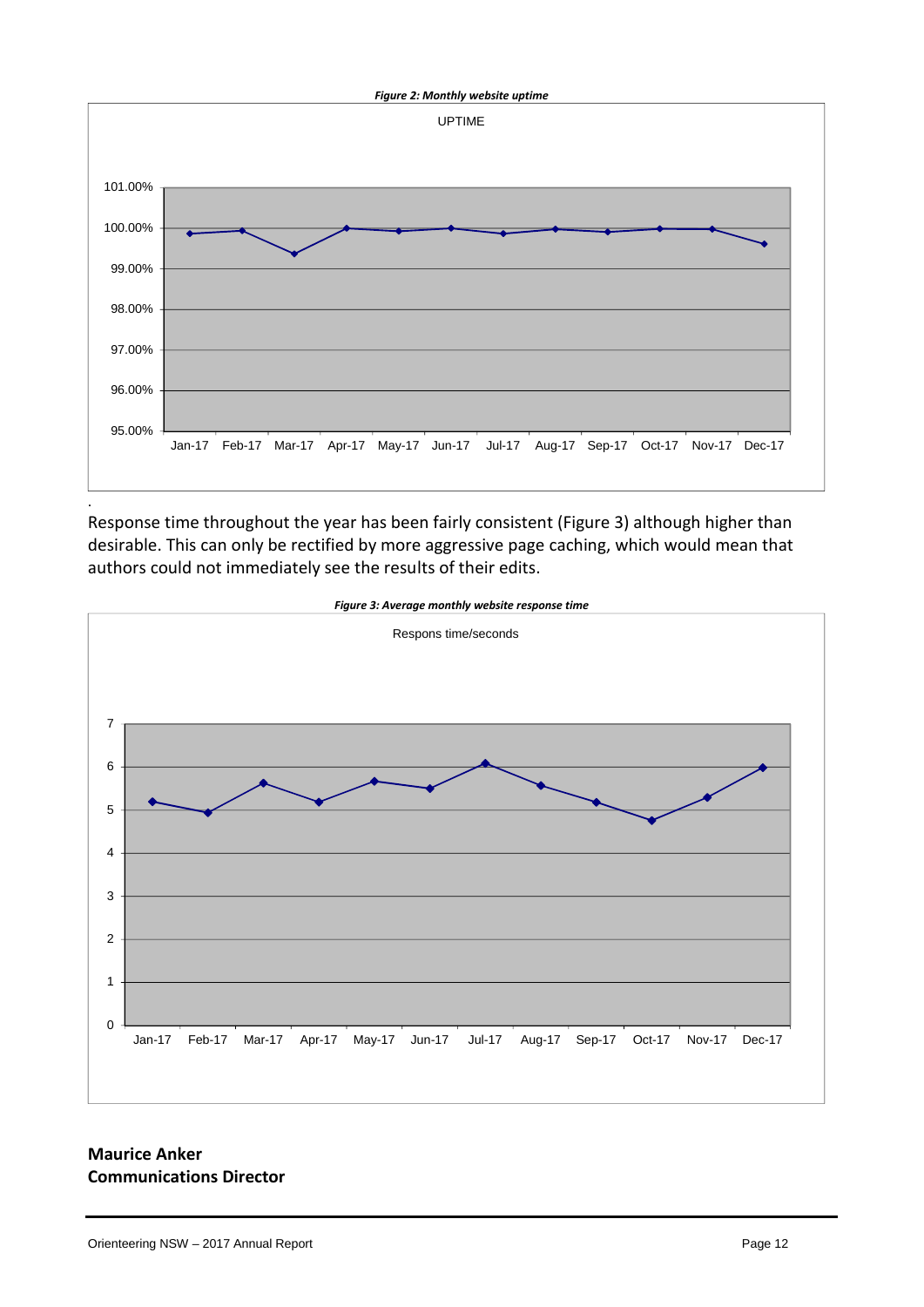*Figure 2: Monthly website uptime*

.

Response time throughout the year has been fairly consistent (Figure 3) although higher than desirable. This can only be rectified by more aggressive page caching, which would mean that authors could not immediately see the results of their edits.

*Figure 3: Average monthly website response time*

**Maurice Anker**
**Communications Director**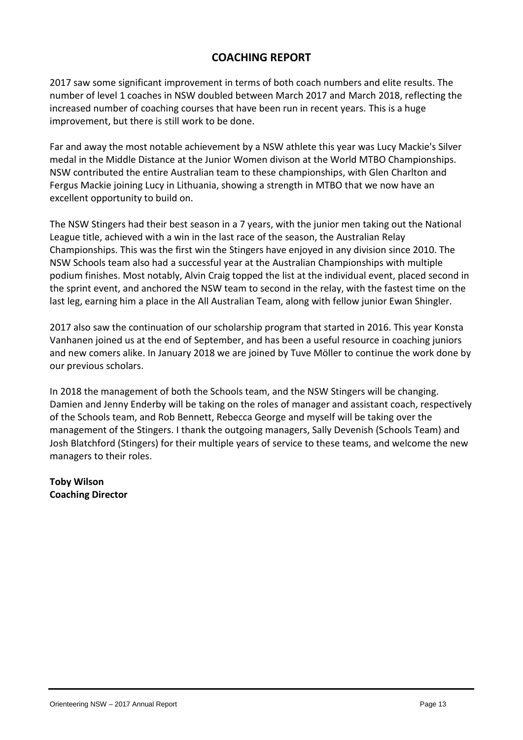## COACHING REPORT

2017 saw some significant improvement in terms of both coach numbers and elite results. The number of level 1 coaches in NSW doubled between March 2017 and March 2018, reflecting the increased number of coaching courses that have been run in recent years. This is a huge improvement, but there is still work to be done.

Far and away the most notable achievement by a NSW athlete this year was Lucy Mackie's Silver medal in the Middle Distance at the Junior Women divison at the World MTBO Championships. NSW contributed the entire Australian team to these championships, with Glen Charlton and Fergus Mackie joining Lucy in Lithuania, showing a strength in MTBO that we now have an excellent opportunity to build on.

The NSW Stingers had their best season in a 7 years, with the junior men taking out the National League title, achieved with a win in the last race of the season, the Australian Relay Championships. This was the first win the Stingers have enjoyed in any division since 2010. The NSW Schools team also had a successful year at the Australian Championships with multiple podium finishes. Most notably, Alvin Craig topped the list at the individual event, placed second in the sprint event, and anchored the NSW team to second in the relay, with the fastest time on the last leg, earning him a place in the All Australian Team, along with fellow junior Ewan Shingler.

2017 also saw the continuation of our scholarship program that started in 2016. This year Konsta Vanhanen joined us at the end of September, and has been a useful resource in coaching juniors and new comers alike. In January 2018 we are joined by Tuve Möller to continue the work done by our previous scholars.

In 2018 the management of both the Schools team, and the NSW Stingers will be changing. Damien and Jenny Enderby will be taking on the roles of manager and assistant coach, respectively of the Schools team, and Rob Bennett, Rebecca George and myself will be taking over the management of the Stingers. I thank the outgoing managers, Sally Devenish (Schools Team) and Josh Blatchford (Stingers) for their multiple years of service to these teams, and welcome the new managers to their roles.

**Toby Wilson**
**Coaching Director**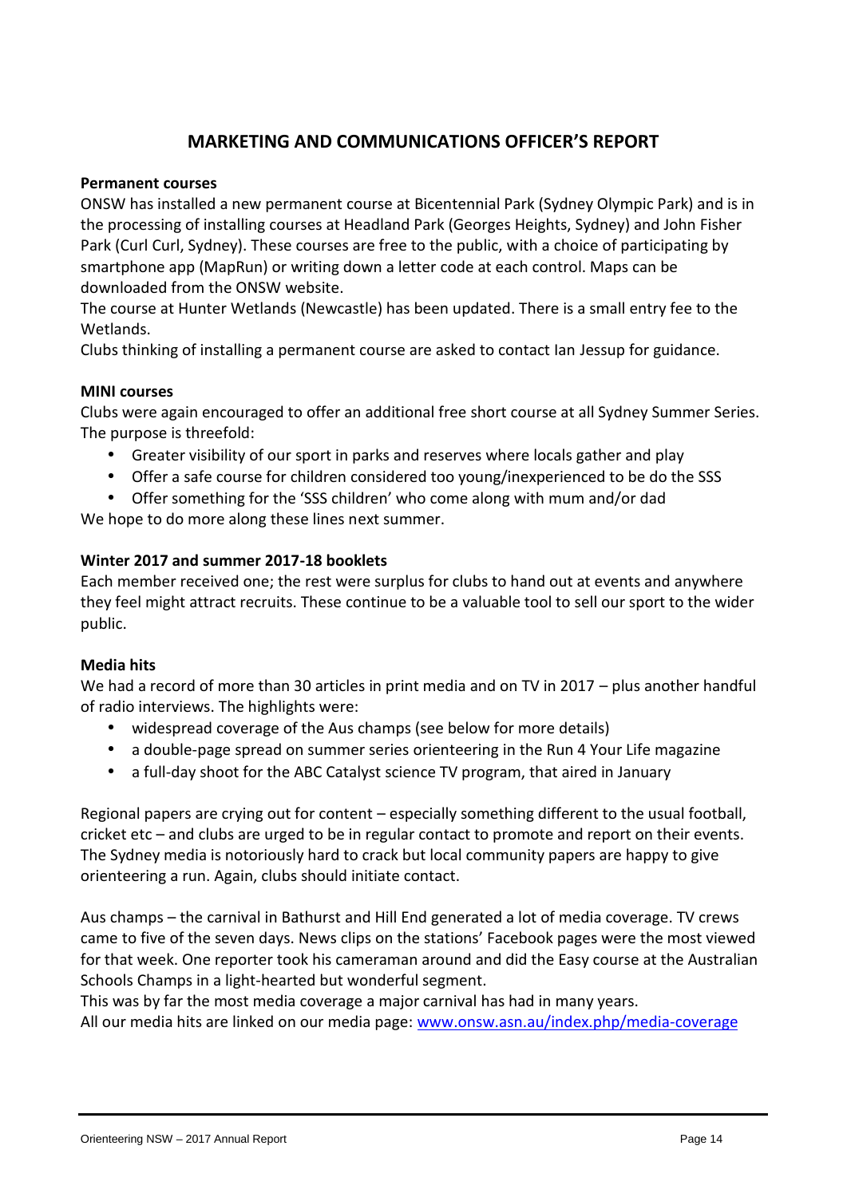## MARKETING AND COMMUNICATIONS OFFICER'S REPORT

**Permanent courses**

ONSW has installed a new permanent course at Bicentennial Park (Sydney Olympic Park) and is in the processing of installing courses at Headland Park (Georges Heights, Sydney) and John Fisher Park (Curl Curl, Sydney). These courses are free to the public, with a choice of participating by smartphone app (MapRun) or writing down a letter code at each control. Maps can be downloaded from the ONSW website.

The course at Hunter Wetlands (Newcastle) has been updated. There is a small entry fee to the Wetlands.

Clubs thinking of installing a permanent course are asked to contact Ian Jessup for guidance.

**MINI courses**

Clubs were again encouraged to offer an additional free short course at all Sydney Summer Series. The purpose is threefold:

- Greater visibility of our sport in parks and reserves where locals gather and play
- Offer a safe course for children considered too young/inexperienced to be do the SSS
- Offer something for the 'SSS children' who come along with mum and/or dad

We hope to do more along these lines next summer.

**Winter 2017 and summer 2017-18 booklets**

Each member received one; the rest were surplus for clubs to hand out at events and anywhere they feel might attract recruits. These continue to be a valuable tool to sell our sport to the wider public.

**Media hits**

We had a record of more than 30 articles in print media and on TV in 2017 – plus another handful of radio interviews. The highlights were:

- widespread coverage of the Aus champs (see below for more details)
- a double-page spread on summer series orienteering in the Run 4 Your Life magazine
- a full-day shoot for the ABC Catalyst science TV program, that aired in January

Regional papers are crying out for content – especially something different to the usual football, cricket etc – and clubs are urged to be in regular contact to promote and report on their events. The Sydney media is notoriously hard to crack but local community papers are happy to give orienteering a run. Again, clubs should initiate contact.

Aus champs – the carnival in Bathurst and Hill End generated a lot of media coverage. TV crews came to five of the seven days. News clips on the stations' Facebook pages were the most viewed for that week. One reporter took his cameraman around and did the Easy course at the Australian Schools Champs in a light-hearted but wonderful segment.

This was by far the most media coverage a major carnival has had in many years.

All our media hits are linked on our media page: [www.onsw.asn.au/index.php/media-coverage](www.onsw.asn.au/index.php/media-coverage)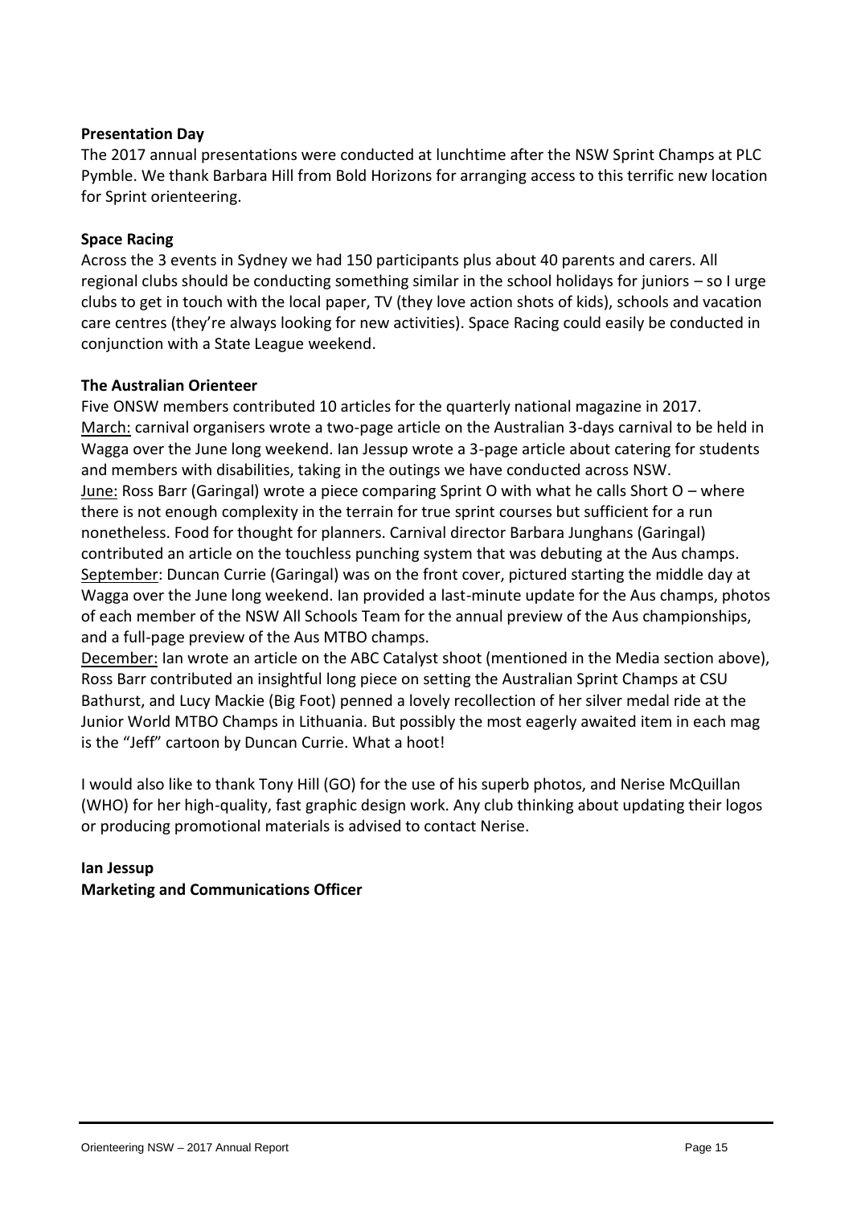**Presentation Day**

The 2017 annual presentations were conducted at lunchtime after the NSW Sprint Champs at PLC Pymble. We thank Barbara Hill from Bold Horizons for arranging access to this terrific new location for Sprint orienteering.

**Space Racing**

Across the 3 events in Sydney we had 150 participants plus about 40 parents and carers. All regional clubs should be conducting something similar in the school holidays for juniors – so I urge clubs to get in touch with the local paper, TV (they love action shots of kids), schools and vacation care centres (they're always looking for new activities). Space Racing could easily be conducted in conjunction with a State League weekend.

**The Australian Orienteer**

Five ONSW members contributed 10 articles for the quarterly national magazine in 2017.
March: carnival organisers wrote a two-page article on the Australian 3-days carnival to be held in Wagga over the June long weekend. Ian Jessup wrote a 3-page article about catering for students and members with disabilities, taking in the outings we have conducted across NSW.
June: Ross Barr (Garingal) wrote a piece comparing Sprint O with what he calls Short O – where there is not enough complexity in the terrain for true sprint courses but sufficient for a run nonetheless. Food for thought for planners. Carnival director Barbara Junghans (Garingal) contributed an article on the touchless punching system that was debuting at the Aus champs.
September: Duncan Currie (Garingal) was on the front cover, pictured starting the middle day at Wagga over the June long weekend. Ian provided a last-minute update for the Aus champs, photos of each member of the NSW All Schools Team for the annual preview of the Aus championships, and a full-page preview of the Aus MTBO champs.
December: Ian wrote an article on the ABC Catalyst shoot (mentioned in the Media section above), Ross Barr contributed an insightful long piece on setting the Australian Sprint Champs at CSU Bathurst, and Lucy Mackie (Big Foot) penned a lovely recollection of her silver medal ride at the Junior World MTBO Champs in Lithuania. But possibly the most eagerly awaited item in each mag is the "Jeff" cartoon by Duncan Currie. What a hoot!

I would also like to thank Tony Hill (GO) for the use of his superb photos, and Nerise McQuillan (WHO) for her high-quality, fast graphic design work. Any club thinking about updating their logos or producing promotional materials is advised to contact Nerise.

**Ian Jessup**
**Marketing and Communications Officer**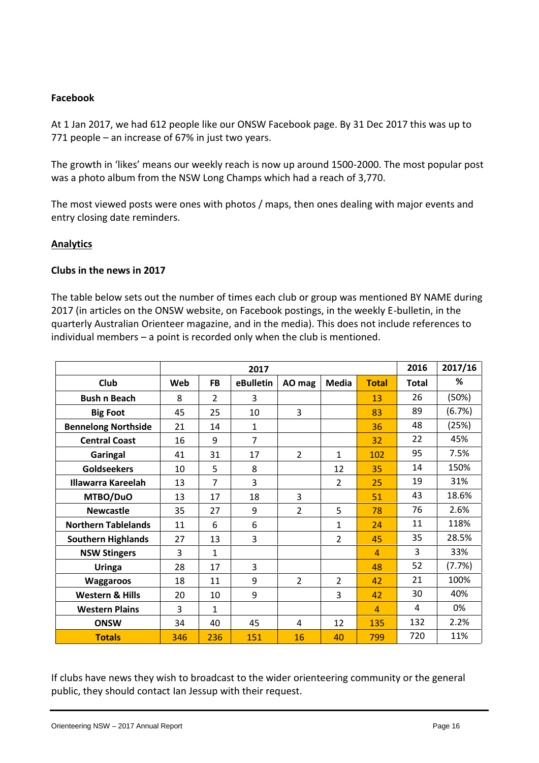**Facebook**

At 1 Jan 2017, we had 612 people like our ONSW Facebook page. By 31 Dec 2017 this was up to 771 people – an increase of 67% in just two years.

The growth in 'likes' means our weekly reach is now up around 1500-2000. The most popular post was a photo album from the NSW Long Champs which had a reach of 3,770.

The most viewed posts were ones with photos / maps, then ones dealing with major events and entry closing date reminders.

**Analytics**

**Clubs in the news in 2017**

The table below sets out the number of times each club or group was mentioned BY NAME during 2017 (in articles on the ONSW website, on Facebook postings, in the weekly E-bulletin, in the quarterly Australian Orienteer magazine, and in the media). This does not include references to individual members – a point is recorded only when the club is mentioned.

| | 2017 | | | | | | 2016 | 2017/16 |
|---|---|---|---|---|---|---|---|---|
| **Club** | **Web** | **FB** | **eBulletin** | **AO mag** | **Media** | **Total** | **Total** | **%** |
| **Bush n Beach** | 8 | 2 | 3 | | | 13 | 26 | (50%) |
| **Big Foot** | 45 | 25 | 10 | 3 | | 83 | 89 | (6.7%) |
| **Bennelong Northside** | 21 | 14 | 1 | | | 36 | 48 | (25%) |
| **Central Coast** | 16 | 9 | 7 | | | 32 | 22 | 45% |
| **Garingal** | 41 | 31 | 17 | 2 | 1 | 102 | 95 | 7.5% |
| **Goldseekers** | 10 | 5 | 8 | | 12 | 35 | 14 | 150% |
| **Illawarra Kareelah** | 13 | 7 | 3 | | 2 | 25 | 19 | 31% |
| **MTBO/DuO** | 13 | 17 | 18 | 3 | | 51 | 43 | 18.6% |
| **Newcastle** | 35 | 27 | 9 | 2 | 5 | 78 | 76 | 2.6% |
| **Northern Tablelands** | 11 | 6 | 6 | | 1 | 24 | 11 | 118% |
| **Southern Highlands** | 27 | 13 | 3 | | 2 | 45 | 35 | 28.5% |
| **NSW Stingers** | 3 | 1 | | | | 4 | 3 | 33% |
| **Uringa** | 28 | 17 | 3 | | | 48 | 52 | (7.7%) |
| **Waggaroos** | 18 | 11 | 9 | 2 | 2 | 42 | 21 | 100% |
| **Western & Hills** | 20 | 10 | 9 | | 3 | 42 | 30 | 40% |
| **Western Plains** | 3 | 1 | | | | 4 | 4 | 0% |
| **ONSW** | 34 | 40 | 45 | 4 | 12 | 135 | 132 | 2.2% |
| **Totals** | 346 | 236 | 151 | 16 | 40 | 799 | 720 | 11% |

If clubs have news they wish to broadcast to the wider orienteering community or the general public, they should contact Ian Jessup with their request.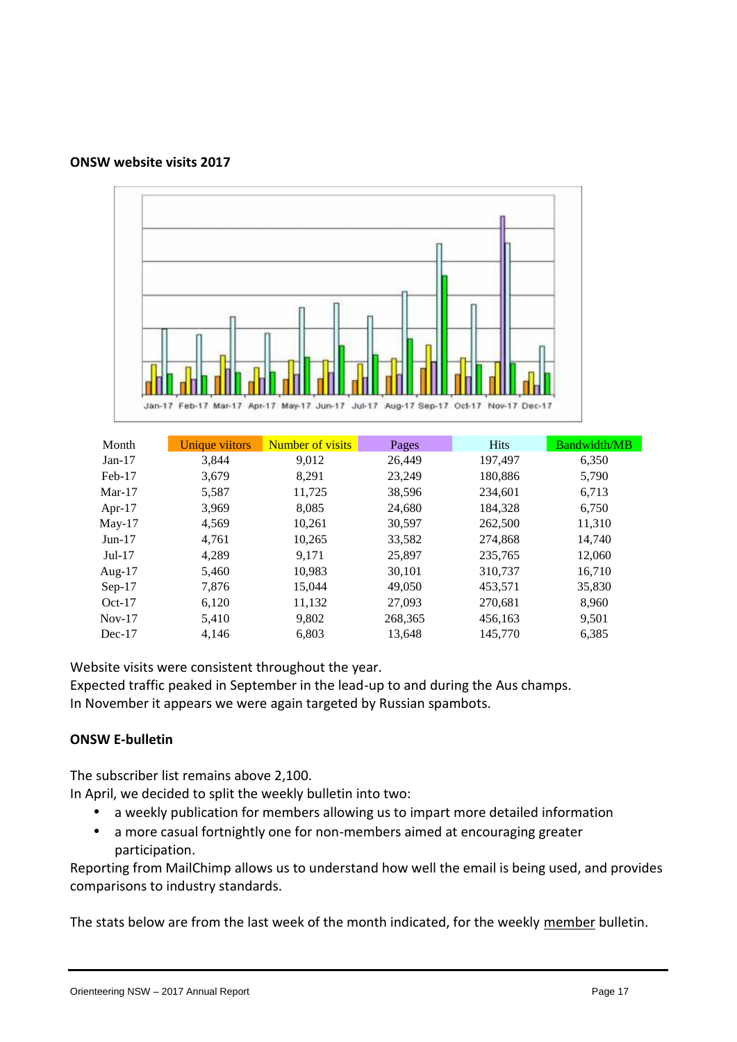**ONSW website visits 2017**

| Month | Unique viitors | Number of visits | Pages | Hits | Bandwidth/MB |
|---|---|---|---|---|---|
| Jan-17 | 3,844 | 9,012 | 26,449 | 197,497 | 6,350 |
| Feb-17 | 3,679 | 8,291 | 23,249 | 180,886 | 5,790 |
| Mar-17 | 5,587 | 11,725 | 38,596 | 234,601 | 6,713 |
| Apr-17 | 3,969 | 8,085 | 24,680 | 184,328 | 6,750 |
| May-17 | 4,569 | 10,261 | 30,597 | 262,500 | 11,310 |
| Jun-17 | 4,761 | 10,265 | 33,582 | 274,868 | 14,740 |
| Jul-17 | 4,289 | 9,171 | 25,897 | 235,765 | 12,060 |
| Aug-17 | 5,460 | 10,983 | 30,101 | 310,737 | 16,710 |
| Sep-17 | 7,876 | 15,044 | 49,050 | 453,571 | 35,830 |
| Oct-17 | 6,120 | 11,132 | 27,093 | 270,681 | 8,960 |
| Nov-17 | 5,410 | 9,802 | 268,365 | 456,163 | 9,501 |
| Dec-17 | 4,146 | 6,803 | 13,648 | 145,770 | 6,385 |

Website visits were consistent throughout the year.
Expected traffic peaked in September in the lead-up to and during the Aus champs.
In November it appears we were again targeted by Russian spambots.

**ONSW E-bulletin**

The subscriber list remains above 2,100.
In April, we decided to split the weekly bulletin into two:

- a weekly publication for members allowing us to impart more detailed information
- a more casual fortnightly one for non-members aimed at encouraging greater participation.

Reporting from MailChimp allows us to understand how well the email is being used, and provides comparisons to industry standards.

The stats below are from the last week of the month indicated, for the weekly member bulletin.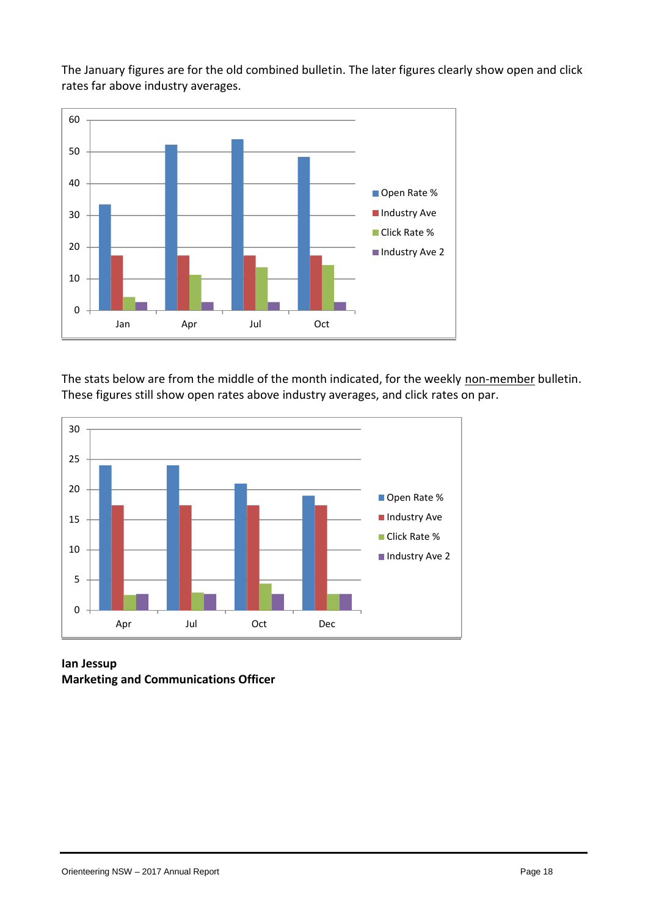The January figures are for the old combined bulletin. The later figures clearly show open and click rates far above industry averages.

The stats below are from the middle of the month indicated, for the weekly non-member bulletin. These figures still show open rates above industry averages, and click rates on par.

**Ian Jessup**
**Marketing and Communications Officer**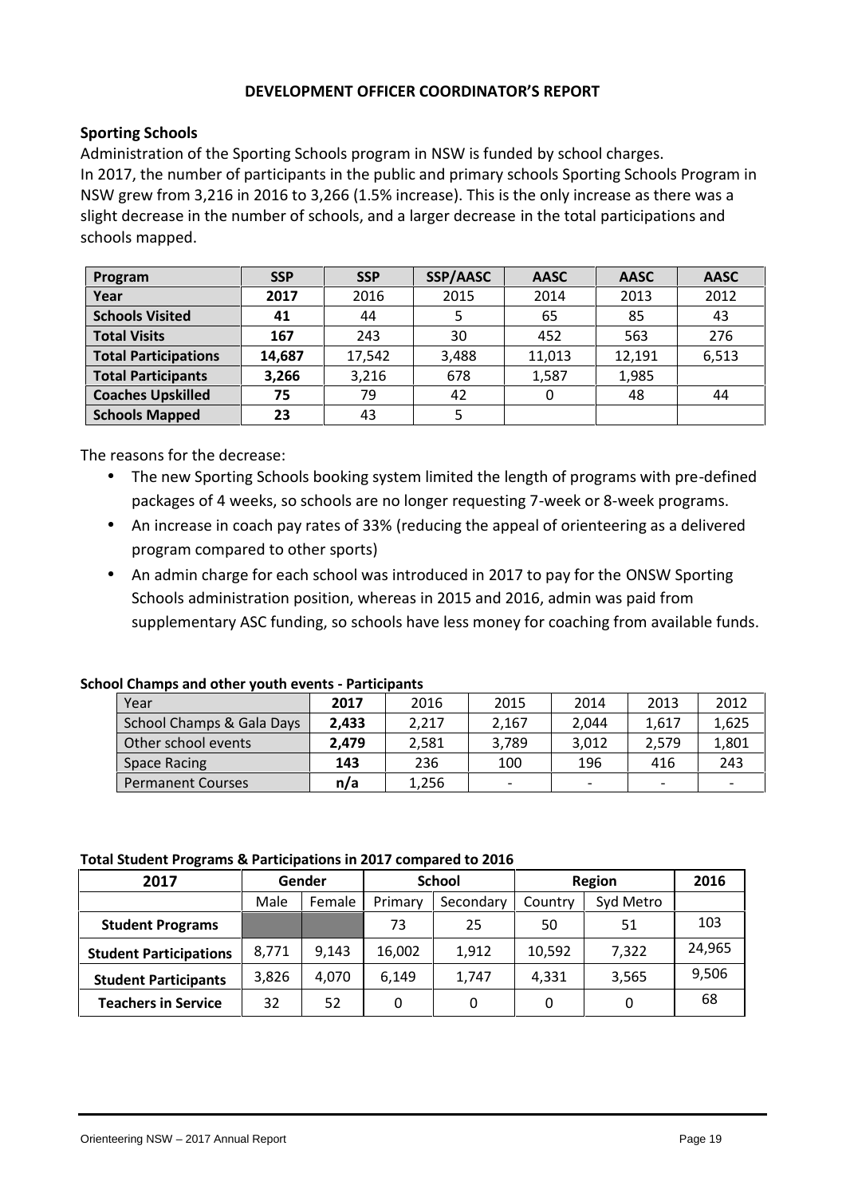## DEVELOPMENT OFFICER COORDINATOR'S REPORT

### Sporting Schools

Administration of the Sporting Schools program in NSW is funded by school charges.
In 2017, the number of participants in the public and primary schools Sporting Schools Program in NSW grew from 3,216 in 2016 to 3,266 (1.5% increase). This is the only increase as there was a slight decrease in the number of schools, and a larger decrease in the total participations and schools mapped.

| Program | SSP | SSP | SSP/AASC | AASC | AASC | AASC |
|---|---|---|---|---|---|---|
| **Year** | **2017** | 2016 | 2015 | 2014 | 2013 | 2012 |
| **Schools Visited** | **41** | 44 | 5 | 65 | 85 | 43 |
| **Total Visits** | **167** | 243 | 30 | 452 | 563 | 276 |
| **Total Participations** | **14,687** | 17,542 | 3,488 | 11,013 | 12,191 | 6,513 |
| **Total Participants** | **3,266** | 3,216 | 678 | 1,587 | 1,985 | |
| **Coaches Upskilled** | **75** | 79 | 42 | 0 | 48 | 44 |
| **Schools Mapped** | **23** | 43 | 5 | | | |

The reasons for the decrease:

- The new Sporting Schools booking system limited the length of programs with pre-defined packages of 4 weeks, so schools are no longer requesting 7-week or 8-week programs.
- An increase in coach pay rates of 33% (reducing the appeal of orienteering as a delivered program compared to other sports)
- An admin charge for each school was introduced in 2017 to pay for the ONSW Sporting Schools administration position, whereas in 2015 and 2016, admin was paid from supplementary ASC funding, so schools have less money for coaching from available funds.

**School Champs and other youth events - Participants**

| Year | 2017 | 2016 | 2015 | 2014 | 2013 | 2012 |
|---|---|---|---|---|---|---|
| School Champs & Gala Days | **2,433** | 2,217 | 2,167 | 2,044 | 1,617 | 1,625 |
| Other school events | **2,479** | 2,581 | 3,789 | 3,012 | 2,579 | 1,801 |
| Space Racing | **143** | 236 | 100 | 196 | 416 | 243 |
| Permanent Courses | **n/a** | 1,256 | - | - | - | - |

**Total Student Programs & Participations in 2017 compared to 2016**

| 2017 | Gender | | School | | Region | | 2016 |
|---|---|---|---|---|---|---|---|
| | Male | Female | Primary | Secondary | Country | Syd Metro | |
| **Student Programs** | | | 73 | 25 | 50 | 51 | 103 |
| **Student Participations** | 8,771 | 9,143 | 16,002 | 1,912 | 10,592 | 7,322 | 24,965 |
| **Student Participants** | 3,826 | 4,070 | 6,149 | 1,747 | 4,331 | 3,565 | 9,506 |
| **Teachers in Service** | 32 | 52 | 0 | 0 | 0 | 0 | 68 |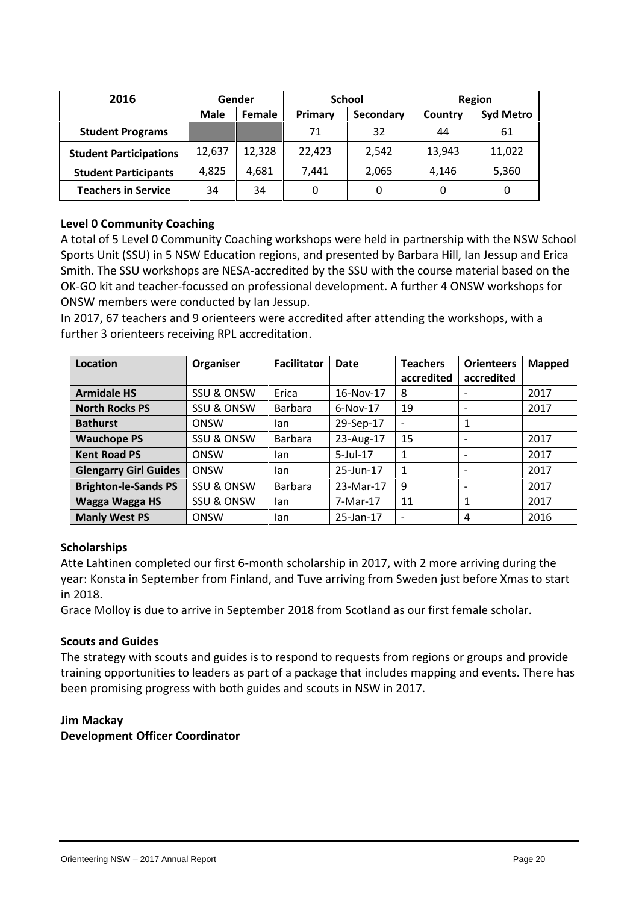| 2016 | Gender | | School | | Region | |
|---|---|---|---|---|---|---|
| | **Male** | **Female** | **Primary** | **Secondary** | **Country** | **Syd Metro** |
| **Student Programs** | | | 71 | 32 | 44 | 61 |
| **Student Participations** | 12,637 | 12,328 | 22,423 | 2,542 | 13,943 | 11,022 |
| **Student Participants** | 4,825 | 4,681 | 7,441 | 2,065 | 4,146 | 5,360 |
| **Teachers in Service** | 34 | 34 | 0 | 0 | 0 | 0 |

**Level 0 Community Coaching**

A total of 5 Level 0 Community Coaching workshops were held in partnership with the NSW School Sports Unit (SSU) in 5 NSW Education regions, and presented by Barbara Hill, Ian Jessup and Erica Smith. The SSU workshops are NESA-accredited by the SSU with the course material based on the OK-GO kit and teacher-focussed on professional development. A further 4 ONSW workshops for ONSW members were conducted by Ian Jessup.

In 2017, 67 teachers and 9 orienteers were accredited after attending the workshops, with a further 3 orienteers receiving RPL accreditation.

| Location | Organiser | Facilitator | Date | Teachers accredited | Orienteers accredited | Mapped |
|---|---|---|---|---|---|---|
| **Armidale HS** | SSU & ONSW | Erica | 16-Nov-17 | 8 | - | 2017 |
| **North Rocks PS** | SSU & ONSW | Barbara | 6-Nov-17 | 19 | - | 2017 |
| **Bathurst** | ONSW | Ian | 29-Sep-17 | - | 1 | |
| **Wauchope PS** | SSU & ONSW | Barbara | 23-Aug-17 | 15 | - | 2017 |
| **Kent Road PS** | ONSW | Ian | 5-Jul-17 | 1 | - | 2017 |
| **Glengarry Girl Guides** | ONSW | Ian | 25-Jun-17 | 1 | - | 2017 |
| **Brighton-le-Sands PS** | SSU & ONSW | Barbara | 23-Mar-17 | 9 | - | 2017 |
| **Wagga Wagga HS** | SSU & ONSW | Ian | 7-Mar-17 | 11 | 1 | 2017 |
| **Manly West PS** | ONSW | Ian | 25-Jan-17 | - | 4 | 2016 |

**Scholarships**

Atte Lahtinen completed our first 6-month scholarship in 2017, with 2 more arriving during the year: Konsta in September from Finland, and Tuve arriving from Sweden just before Xmas to start in 2018.

Grace Molloy is due to arrive in September 2018 from Scotland as our first female scholar.

**Scouts and Guides**

The strategy with scouts and guides is to respond to requests from regions or groups and provide training opportunities to leaders as part of a package that includes mapping and events. There has been promising progress with both guides and scouts in NSW in 2017.

**Jim Mackay**
**Development Officer Coordinator**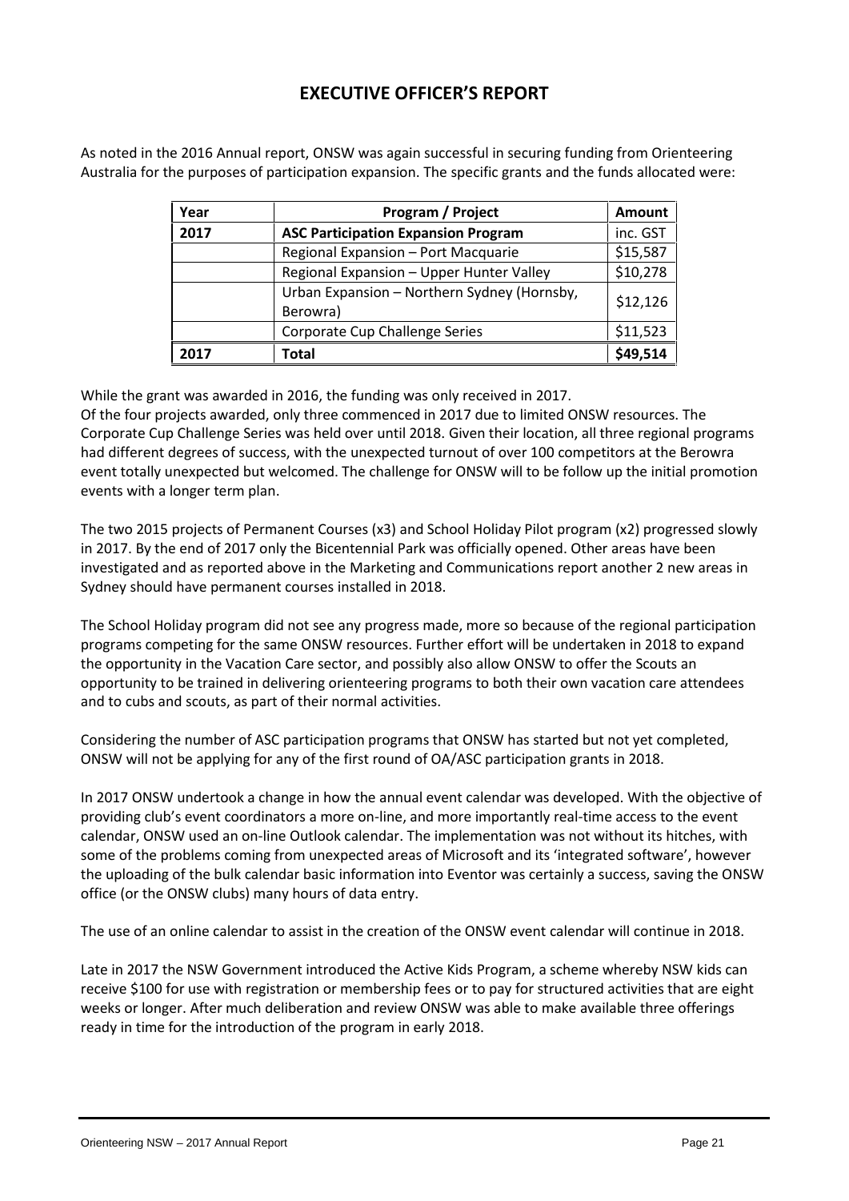# EXECUTIVE OFFICER'S REPORT

As noted in the 2016 Annual report, ONSW was again successful in securing funding from Orienteering Australia for the purposes of participation expansion. The specific grants and the funds allocated were:

| Year | Program / Project | Amount |
|---|---|---|
| **2017** | **ASC Participation Expansion Program** | inc. GST |
| | Regional Expansion – Port Macquarie | $15,587 |
| | Regional Expansion – Upper Hunter Valley | $10,278 |
| | Urban Expansion – Northern Sydney (Hornsby, Berowra) | $12,126 |
| | Corporate Cup Challenge Series | $11,523 |
| **2017** | **Total** | **$49,514** |

While the grant was awarded in 2016, the funding was only received in 2017.
Of the four projects awarded, only three commenced in 2017 due to limited ONSW resources. The Corporate Cup Challenge Series was held over until 2018. Given their location, all three regional programs had different degrees of success, with the unexpected turnout of over 100 competitors at the Berowra event totally unexpected but welcomed. The challenge for ONSW will to be follow up the initial promotion events with a longer term plan.

The two 2015 projects of Permanent Courses (x3) and School Holiday Pilot program (x2) progressed slowly in 2017. By the end of 2017 only the Bicentennial Park was officially opened. Other areas have been investigated and as reported above in the Marketing and Communications report another 2 new areas in Sydney should have permanent courses installed in 2018.

The School Holiday program did not see any progress made, more so because of the regional participation programs competing for the same ONSW resources. Further effort will be undertaken in 2018 to expand the opportunity in the Vacation Care sector, and possibly also allow ONSW to offer the Scouts an opportunity to be trained in delivering orienteering programs to both their own vacation care attendees and to cubs and scouts, as part of their normal activities.

Considering the number of ASC participation programs that ONSW has started but not yet completed, ONSW will not be applying for any of the first round of OA/ASC participation grants in 2018.

In 2017 ONSW undertook a change in how the annual event calendar was developed. With the objective of providing club's event coordinators a more on-line, and more importantly real-time access to the event calendar, ONSW used an on-line Outlook calendar. The implementation was not without its hitches, with some of the problems coming from unexpected areas of Microsoft and its 'integrated software', however the uploading of the bulk calendar basic information into Eventor was certainly a success, saving the ONSW office (or the ONSW clubs) many hours of data entry.

The use of an online calendar to assist in the creation of the ONSW event calendar will continue in 2018.

Late in 2017 the NSW Government introduced the Active Kids Program, a scheme whereby NSW kids can receive $100 for use with registration or membership fees or to pay for structured activities that are eight weeks or longer. After much deliberation and review ONSW was able to make available three offerings ready in time for the introduction of the program in early 2018.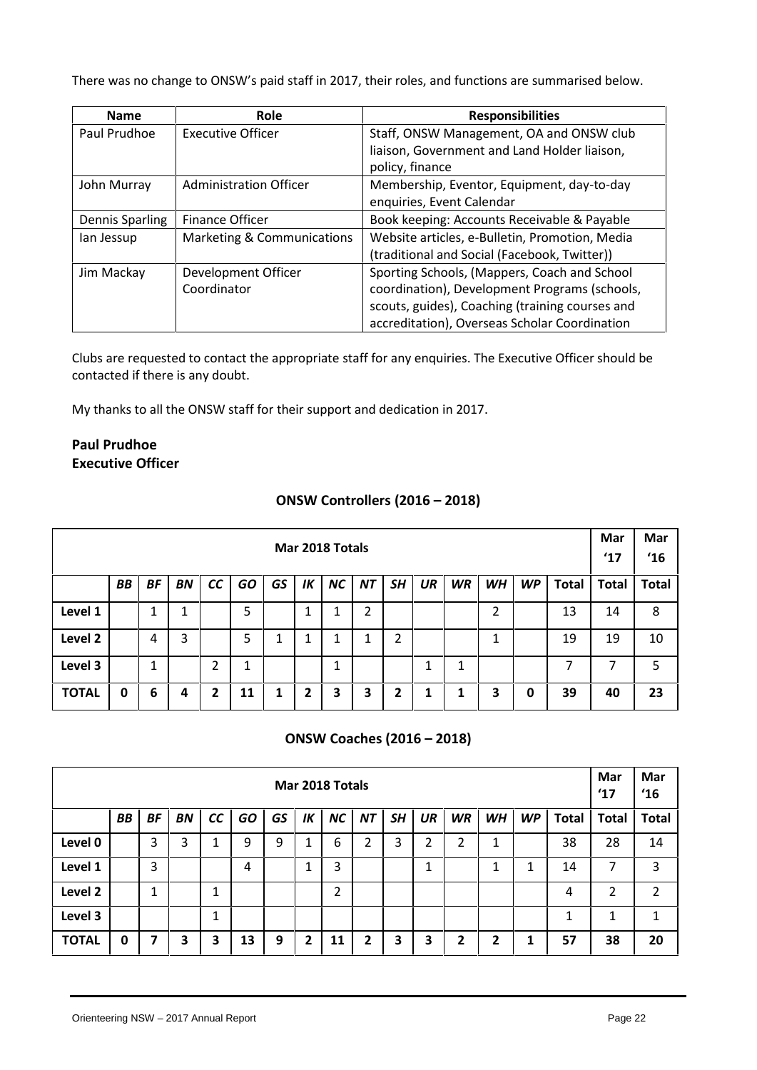There was no change to ONSW's paid staff in 2017, their roles, and functions are summarised below.

| Name | Role | Responsibilities |
|---|---|---|
| Paul Prudhoe | Executive Officer | Staff, ONSW Management, OA and ONSW club liaison, Government and Land Holder liaison, policy, finance |
| John Murray | Administration Officer | Membership, Eventor, Equipment, day-to-day enquiries, Event Calendar |
| Dennis Sparling | Finance Officer | Book keeping: Accounts Receivable & Payable |
| Ian Jessup | Marketing & Communications | Website articles, e-Bulletin, Promotion, Media (traditional and Social (Facebook, Twitter)) |
| Jim Mackay | Development Officer Coordinator | Sporting Schools, (Mappers, Coach and School coordination), Development Programs (schools, scouts, guides), Coaching (training courses and accreditation), Overseas Scholar Coordination |

Clubs are requested to contact the appropriate staff for any enquiries. The Executive Officer should be contacted if there is any doubt.

My thanks to all the ONSW staff for their support and dedication in 2017.

**Paul Prudhoe**
**Executive Officer**

## ONSW Controllers (2016 – 2018)

| | Mar 2018 Totals | | | | | | | | | | | | | | | Mar '17 | Mar '16 |
|---|---|---|---|---|---|---|---|---|---|---|---|---|---|---|---|---|---|
| | *BB* | *BF* | *BN* | *CC* | *GO* | *GS* | *IK* | *NC* | *NT* | *SH* | *UR* | *WR* | *WH* | *WP* | **Total** | **Total** | **Total** |
| **Level 1** | | 1 | 1 | | 5 | | 1 | 1 | 2 | | | | 2 | | 13 | 14 | 8 |
| **Level 2** | | 4 | 3 | | 5 | 1 | 1 | 1 | 1 | 2 | | | 1 | | 19 | 19 | 10 |
| **Level 3** | | 1 | | 2 | 1 | | | 1 | | | 1 | 1 | | | 7 | 7 | 5 |
| **TOTAL** | **0** | **6** | **4** | **2** | **11** | **1** | **2** | **3** | **3** | **2** | **1** | **1** | **3** | **0** | **39** | **40** | **23** |

## ONSW Coaches (2016 – 2018)

| | Mar 2018 Totals | | | | | | | | | | | | | | | Mar '17 | Mar '16 |
|---|---|---|---|---|---|---|---|---|---|---|---|---|---|---|---|---|---|
| | *BB* | *BF* | *BN* | *CC* | *GO* | *GS* | *IK* | *NC* | *NT* | *SH* | *UR* | *WR* | *WH* | *WP* | **Total** | **Total** | **Total** |
| **Level 0** | | 3 | 3 | 1 | 9 | 9 | 1 | 6 | 2 | 3 | 2 | 2 | 1 | | 38 | 28 | 14 |
| **Level 1** | | 3 | | | 4 | | 1 | 3 | | | 1 | | 1 | 1 | 14 | 7 | 3 |
| **Level 2** | | 1 | | 1 | | | | 2 | | | | | | | 4 | 2 | 2 |
| **Level 3** | | | | 1 | | | | | | | | | | | 1 | 1 | 1 |
| **TOTAL** | **0** | **7** | **3** | **3** | **13** | **9** | **2** | **11** | **2** | **3** | **3** | **2** | **2** | **1** | **57** | **38** | **20** |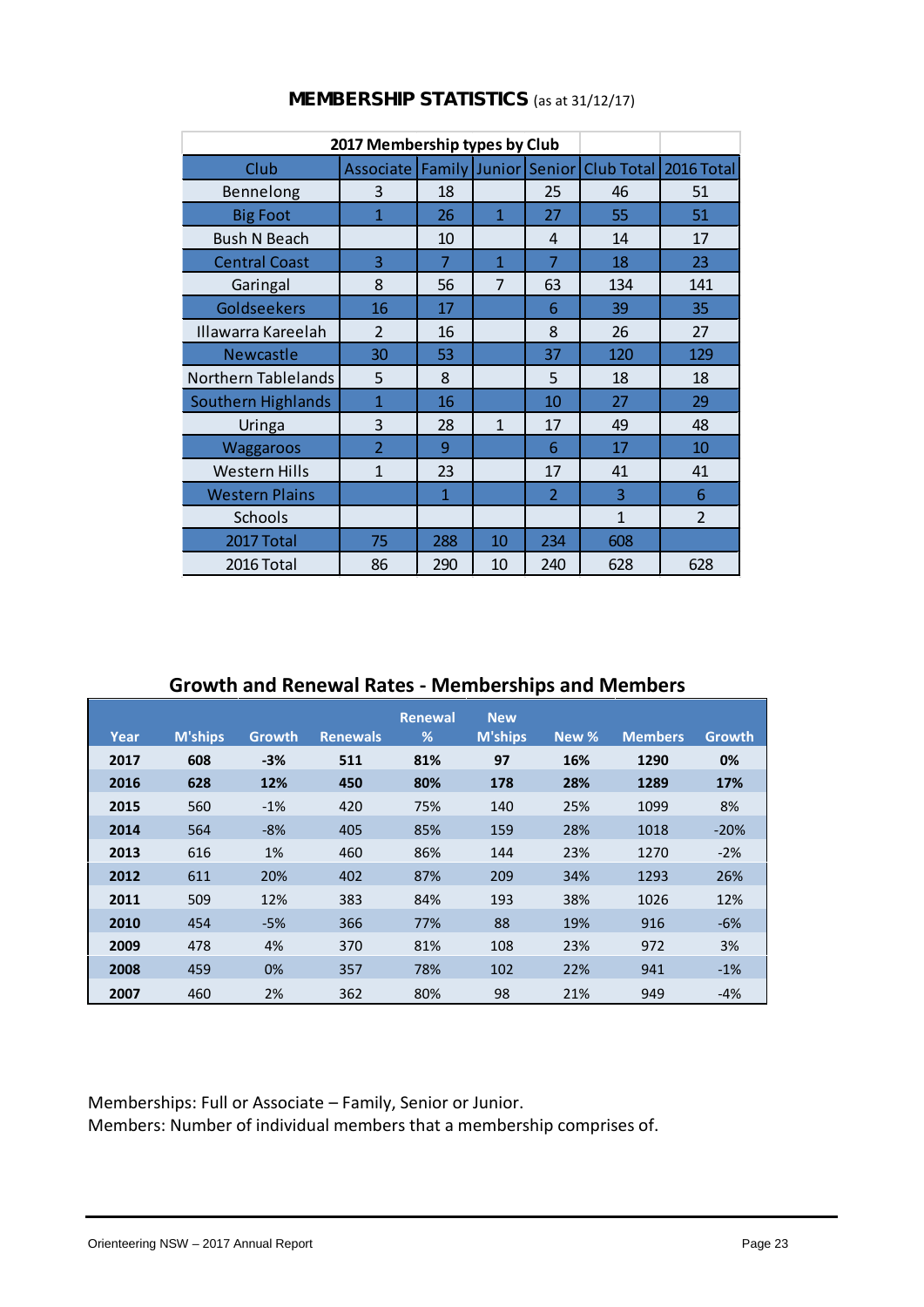# MEMBERSHIP STATISTICS (as at 31/12/17)

| 2017 Membership types by Club | | | | | | |
|---|---|---|---|---|---|---|
| Club | Associate | Family | Junior | Senior | Club Total | 2016 Total |
| Bennelong | 3 | 18 | | 25 | 46 | 51 |
| Big Foot | 1 | 26 | 1 | 27 | 55 | 51 |
| Bush N Beach | | 10 | | 4 | 14 | 17 |
| Central Coast | 3 | 7 | 1 | 7 | 18 | 23 |
| Garingal | 8 | 56 | 7 | 63 | 134 | 141 |
| Goldseekers | 16 | 17 | | 6 | 39 | 35 |
| Illawarra Kareelah | 2 | 16 | | 8 | 26 | 27 |
| Newcastle | 30 | 53 | | 37 | 120 | 129 |
| Northern Tablelands | 5 | 8 | | 5 | 18 | 18 |
| Southern Highlands | 1 | 16 | | 10 | 27 | 29 |
| Uringa | 3 | 28 | 1 | 17 | 49 | 48 |
| Waggaroos | 2 | 9 | | 6 | 17 | 10 |
| Western Hills | 1 | 23 | | 17 | 41 | 41 |
| Western Plains | | 1 | | 2 | 3 | 6 |
| Schools | | | | | 1 | 2 |
| 2017 Total | 75 | 288 | 10 | 234 | 608 | |
| 2016 Total | 86 | 290 | 10 | 240 | 628 | 628 |

## Growth and Renewal Rates - Memberships and Members

| Year | M'ships | Growth | Renewals | Renewal % | New M'ships | New % | Members | Growth |
|---|---|---|---|---|---|---|---|---|
| **2017** | **608** | **-3%** | **511** | **81%** | **97** | **16%** | **1290** | **0%** |
| **2016** | **628** | **12%** | **450** | **80%** | **178** | **28%** | **1289** | **17%** |
| **2015** | 560 | -1% | 420 | 75% | 140 | 25% | 1099 | 8% |
| **2014** | 564 | -8% | 405 | 85% | 159 | 28% | 1018 | -20% |
| **2013** | 616 | 1% | 460 | 86% | 144 | 23% | 1270 | -2% |
| **2012** | 611 | 20% | 402 | 87% | 209 | 34% | 1293 | 26% |
| **2011** | 509 | 12% | 383 | 84% | 193 | 38% | 1026 | 12% |
| **2010** | 454 | -5% | 366 | 77% | 88 | 19% | 916 | -6% |
| **2009** | 478 | 4% | 370 | 81% | 108 | 23% | 972 | 3% |
| **2008** | 459 | 0% | 357 | 78% | 102 | 22% | 941 | -1% |
| **2007** | 460 | 2% | 362 | 80% | 98 | 21% | 949 | -4% |

Memberships: Full or Associate – Family, Senior or Junior.
Members: Number of individual members that a membership comprises of.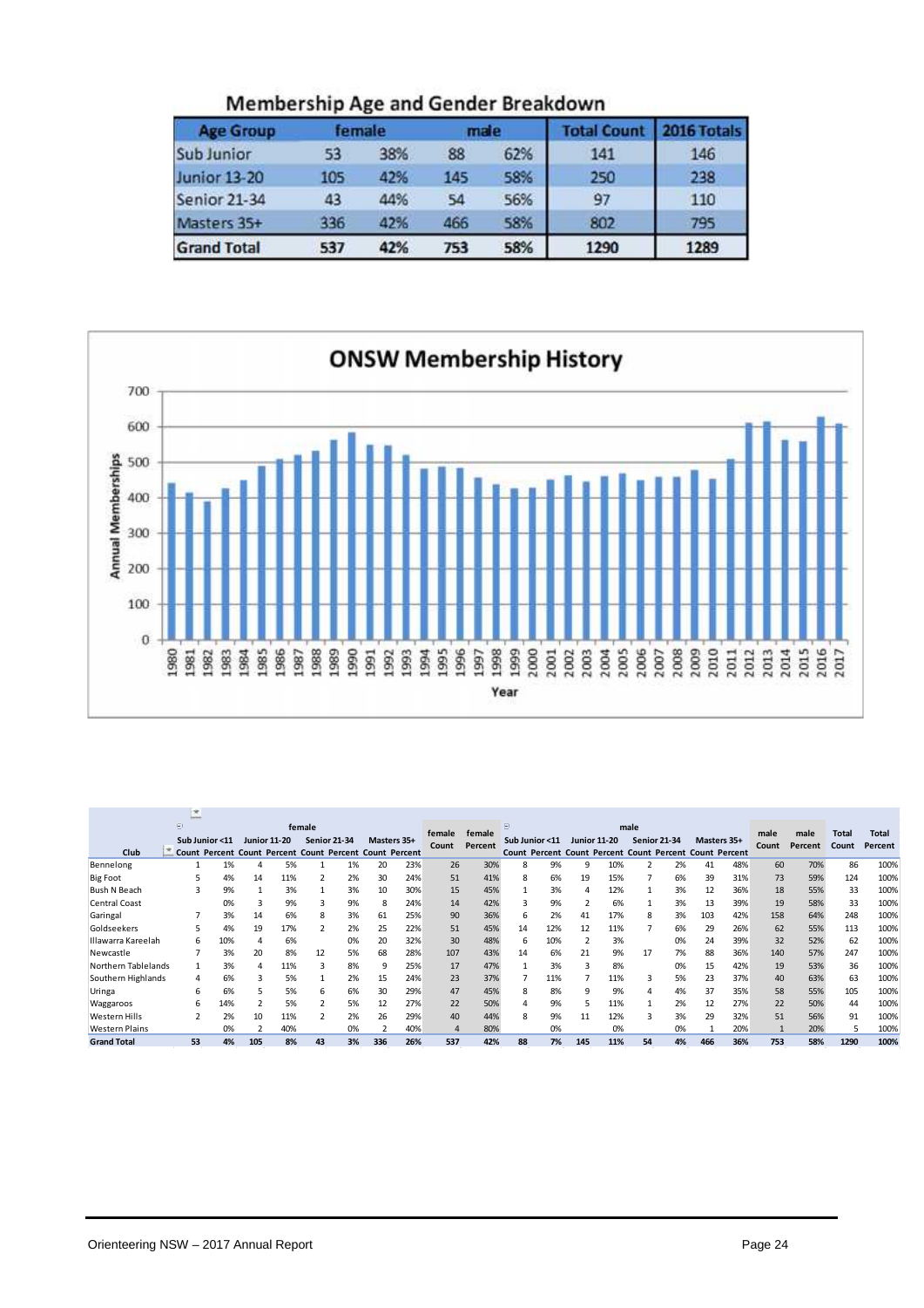## Membership Age and Gender Breakdown

| Age Group | female | | male | | Total Count | 2016 Totals |
|---|---|---|---|---|---|---|
| Sub Junior | 53 | 38% | 88 | 62% | 141 | 146 |
| Junior 13-20 | 105 | 42% | 145 | 58% | 250 | 238 |
| Senior 21-34 | 43 | 44% | 54 | 56% | 97 | 110 |
| Masters 35+ | 336 | 42% | 466 | 58% | 802 | 795 |
| **Grand Total** | **537** | **42%** | **753** | **58%** | **1290** | **1289** |

## ONSW Membership History

| | female | | | | | | | | female Count | female Percent | male | | | | | | | | male Count | male Percent | Total Count | Total Percent |
|---|---|---|---|---|---|---|---|---|---|---|---|---|---|---|---|---|---|---|---|---|---|---|
| | Sub Junior <11 | | Junior 11-20 | | Senior 21-34 | | Masters 35+ | | | | Sub Junior <11 | | Junior 11-20 | | Senior 21-34 | | Masters 35+ | | | | | |
| Club | Count | Percent | Count | Percent | Count | Percent | Count | Percent | | | Count | Percent | Count | Percent | Count | Percent | Count | Percent | | | | |
| Bennelong | 1 | 1% | 4 | 5% | 1 | 1% | 20 | 23% | 26 | 30% | 8 | 9% | 9 | 10% | 2 | 2% | 41 | 48% | 60 | 70% | 86 | 100% |
| Big Foot | 5 | 4% | 14 | 11% | 2 | 2% | 30 | 24% | 51 | 41% | 8 | 6% | 19 | 15% | 7 | 6% | 39 | 31% | 73 | 59% | 124 | 100% |
| Bush N Beach | 3 | 9% | 1 | 3% | 1 | 3% | 10 | 30% | 15 | 45% | 1 | 3% | 4 | 12% | 1 | 3% | 12 | 36% | 18 | 55% | 33 | 100% |
| Central Coast | | 0% | 3 | 9% | 3 | 9% | 8 | 24% | 14 | 42% | 3 | 9% | 2 | 6% | 1 | 3% | 13 | 39% | 19 | 58% | 33 | 100% |
| Garingal | 7 | 3% | 14 | 6% | 8 | 3% | 61 | 25% | 90 | 36% | 6 | 2% | 41 | 17% | 8 | 3% | 103 | 42% | 158 | 64% | 248 | 100% |
| Goldseekers | 5 | 4% | 19 | 17% | 2 | 2% | 25 | 22% | 51 | 45% | 14 | 12% | 12 | 11% | 7 | 6% | 29 | 26% | 62 | 55% | 113 | 100% |
| Illawarra Kareelah | 6 | 10% | 4 | 6% | | 0% | 20 | 32% | 30 | 48% | 6 | 10% | 2 | 3% | | 0% | 24 | 39% | 32 | 52% | 62 | 100% |
| Newcastle | 7 | 3% | 20 | 8% | 12 | 5% | 68 | 28% | 107 | 43% | 14 | 6% | 21 | 9% | 17 | 7% | 88 | 36% | 140 | 57% | 247 | 100% |
| Northern Tablelands | 1 | 3% | 4 | 11% | 3 | 8% | 9 | 25% | 17 | 47% | 1 | 3% | 3 | 8% | | 0% | 15 | 42% | 19 | 53% | 36 | 100% |
| Southern Highlands | 4 | 6% | 3 | 5% | 1 | 2% | 15 | 24% | 23 | 37% | 7 | 11% | 7 | 11% | 3 | 5% | 23 | 37% | 40 | 63% | 63 | 100% |
| Uringa | 6 | 6% | 5 | 5% | 6 | 6% | 30 | 29% | 47 | 45% | 8 | 8% | 9 | 9% | 4 | 4% | 37 | 35% | 58 | 55% | 105 | 100% |
| Waggaroos | 6 | 14% | 2 | 5% | 2 | 5% | 12 | 27% | 22 | 50% | 4 | 9% | 5 | 11% | 1 | 2% | 12 | 27% | 22 | 50% | 44 | 100% |
| Western Hills | 2 | 2% | 10 | 11% | 2 | 2% | 26 | 29% | 40 | 44% | 8 | 9% | 11 | 12% | 3 | 3% | 29 | 32% | 51 | 56% | 91 | 100% |
| Western Plains | | 0% | 2 | 40% | | 0% | 2 | 40% | 4 | 80% | | 0% | | 0% | | 0% | 1 | 20% | 1 | 20% | 5 | 100% |
| **Grand Total** | **53** | **4%** | **105** | **8%** | **43** | **3%** | **336** | **26%** | **537** | **42%** | **88** | **7%** | **145** | **11%** | **54** | **4%** | **466** | **36%** | **753** | **58%** | **1290** | **100%** |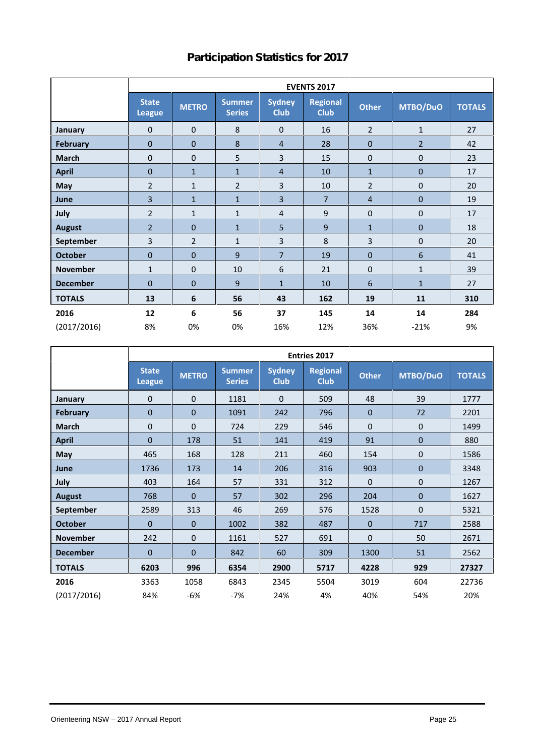# Participation Statistics for 2017

| | EVENTS 2017 | | | | | | | |
|---|---|---|---|---|---|---|---|---|
| | **State League** | **METRO** | **Summer Series** | **Sydney Club** | **Regional Club** | **Other** | **MTBO/DuO** | **TOTALS** |
| **January** | 0 | 0 | 8 | 0 | 16 | 2 | 1 | 27 |
| **February** | 0 | 0 | 8 | 4 | 28 | 0 | 2 | 42 |
| **March** | 0 | 0 | 5 | 3 | 15 | 0 | 0 | 23 |
| **April** | 0 | 1 | 1 | 4 | 10 | 1 | 0 | 17 |
| **May** | 2 | 1 | 2 | 3 | 10 | 2 | 0 | 20 |
| **June** | 3 | 1 | 1 | 3 | 7 | 4 | 0 | 19 |
| **July** | 2 | 1 | 1 | 4 | 9 | 0 | 0 | 17 |
| **August** | 2 | 0 | 1 | 5 | 9 | 1 | 0 | 18 |
| **September** | 3 | 2 | 1 | 3 | 8 | 3 | 0 | 20 |
| **October** | 0 | 0 | 9 | 7 | 19 | 0 | 6 | 41 |
| **November** | 1 | 0 | 10 | 6 | 21 | 0 | 1 | 39 |
| **December** | 0 | 0 | 9 | 1 | 10 | 6 | 1 | 27 |
| **TOTALS** | **13** | **6** | **56** | **43** | **162** | **19** | **11** | **310** |
| **2016** | **12** | **6** | **56** | **37** | **145** | **14** | **14** | **284** |
| (2017/2016) | 8% | 0% | 0% | 16% | 12% | 36% | -21% | 9% |

| | Entries 2017 | | | | | | | |
|---|---|---|---|---|---|---|---|---|
| | **State League** | **METRO** | **Summer Series** | **Sydney Club** | **Regional Club** | **Other** | **MTBO/DuO** | **TOTALS** |
| **January** | 0 | 0 | 1181 | 0 | 509 | 48 | 39 | 1777 |
| **February** | 0 | 0 | 1091 | 242 | 796 | 0 | 72 | 2201 |
| **March** | 0 | 0 | 724 | 229 | 546 | 0 | 0 | 1499 |
| **April** | 0 | 178 | 51 | 141 | 419 | 91 | 0 | 880 |
| **May** | 465 | 168 | 128 | 211 | 460 | 154 | 0 | 1586 |
| **June** | 1736 | 173 | 14 | 206 | 316 | 903 | 0 | 3348 |
| **July** | 403 | 164 | 57 | 331 | 312 | 0 | 0 | 1267 |
| **August** | 768 | 0 | 57 | 302 | 296 | 204 | 0 | 1627 |
| **September** | 2589 | 313 | 46 | 269 | 576 | 1528 | 0 | 5321 |
| **October** | 0 | 0 | 1002 | 382 | 487 | 0 | 717 | 2588 |
| **November** | 242 | 0 | 1161 | 527 | 691 | 0 | 50 | 2671 |
| **December** | 0 | 0 | 842 | 60 | 309 | 1300 | 51 | 2562 |
| **TOTALS** | **6203** | **996** | **6354** | **2900** | **5717** | **4228** | **929** | **27327** |
| **2016** | 3363 | 1058 | 6843 | 2345 | 5504 | 3019 | 604 | 22736 |
| (2017/2016) | 84% | -6% | -7% | 24% | 4% | 40% | 54% | 20% |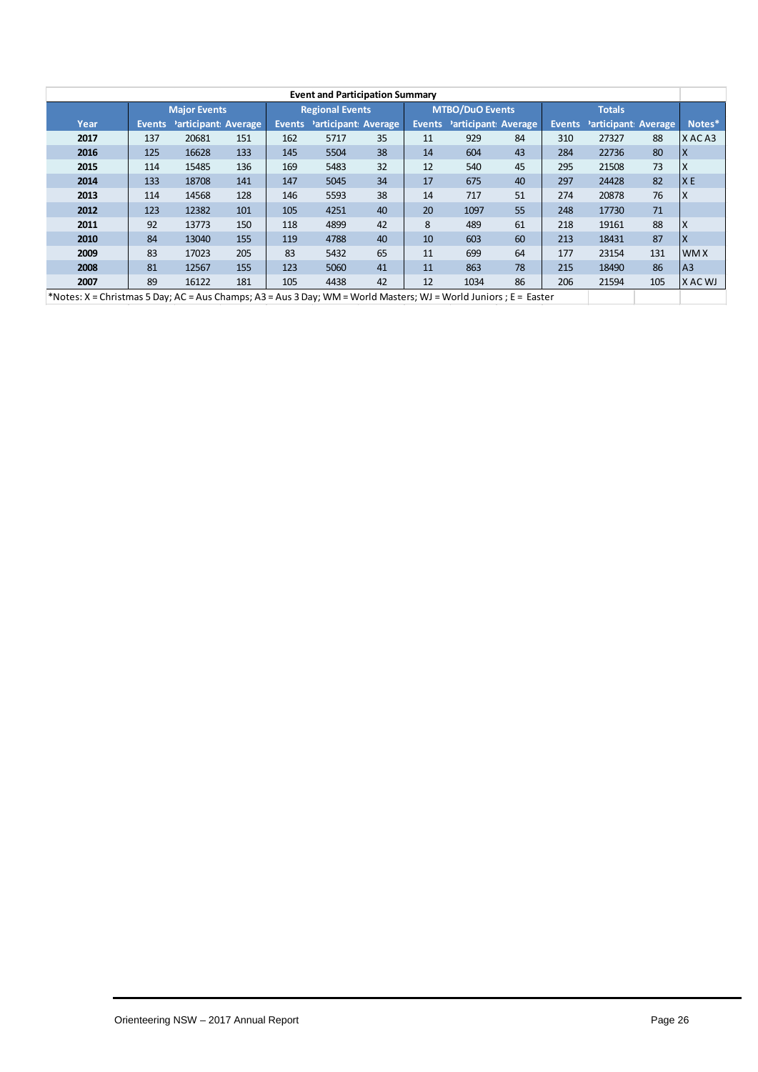| Event and Participation Summary | | | | | | | | | | | | | |
|---|---|---|---|---|---|---|---|---|---|---|---|---|---|
| | Major Events | | | Regional Events | | | MTBO/DuO Events | | | Totals | | | |
| Year | Events | Participants | Average | Events | Participants | Average | Events | Participants | Average | Events | Participants | Average | Notes* |
| 2017 | 137 | 20681 | 151 | 162 | 5717 | 35 | 11 | 929 | 84 | 310 | 27327 | 88 | X AC A3 |
| 2016 | 125 | 16628 | 133 | 145 | 5504 | 38 | 14 | 604 | 43 | 284 | 22736 | 80 | X |
| 2015 | 114 | 15485 | 136 | 169 | 5483 | 32 | 12 | 540 | 45 | 295 | 21508 | 73 | X |
| 2014 | 133 | 18708 | 141 | 147 | 5045 | 34 | 17 | 675 | 40 | 297 | 24428 | 82 | X E |
| 2013 | 114 | 14568 | 128 | 146 | 5593 | 38 | 14 | 717 | 51 | 274 | 20878 | 76 | X |
| 2012 | 123 | 12382 | 101 | 105 | 4251 | 40 | 20 | 1097 | 55 | 248 | 17730 | 71 | |
| 2011 | 92 | 13773 | 150 | 118 | 4899 | 42 | 8 | 489 | 61 | 218 | 19161 | 88 | X |
| 2010 | 84 | 13040 | 155 | 119 | 4788 | 40 | 10 | 603 | 60 | 213 | 18431 | 87 | X |
| 2009 | 83 | 17023 | 205 | 83 | 5432 | 65 | 11 | 699 | 64 | 177 | 23154 | 131 | WM X |
| 2008 | 81 | 12567 | 155 | 123 | 5060 | 41 | 11 | 863 | 78 | 215 | 18490 | 86 | A3 |
| 2007 | 89 | 16122 | 181 | 105 | 4438 | 42 | 12 | 1034 | 86 | 206 | 21594 | 105 | X AC WJ |

*Notes: X = Christmas 5 Day; AC = Aus Champs; A3 = Aus 3 Day; WM = World Masters; WJ = World Juniors ; E = Easter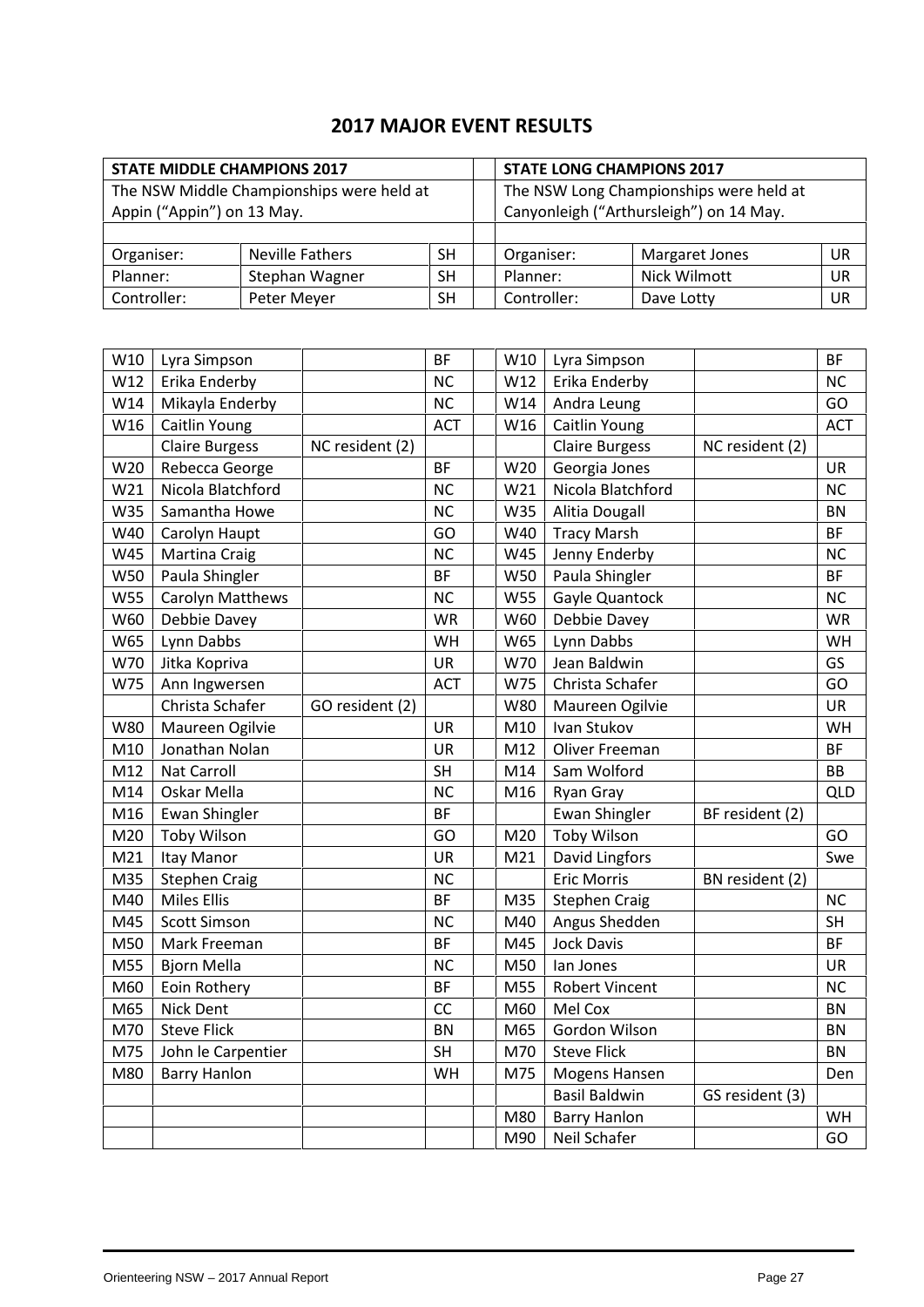# 2017 MAJOR EVENT RESULTS

| STATE MIDDLE CHAMPIONS 2017 | | | | STATE LONG CHAMPIONS 2017 | | |
|---|---|---|---|---|---|---|
| The NSW Middle Championships were held at Appin ("Appin") on 13 May. | | | | The NSW Long Championships were held at Canyonleigh ("Arthursleigh") on 14 May. | | |
| | | | | | | |
| Organiser: | Neville Fathers | SH | | Organiser: | Margaret Jones | UR |
| Planner: | Stephan Wagner | SH | | Planner: | Nick Wilmott | UR |
| Controller: | Peter Meyer | SH | | Controller: | Dave Lotty | UR |

| | | | | | | | | |
|---|---|---|---|---|---|---|---|---|
| W10 | Lyra Simpson | | BF | | W10 | Lyra Simpson | | BF |
| W12 | Erika Enderby | | NC | | W12 | Erika Enderby | | NC |
| W14 | Mikayla Enderby | | NC | | W14 | Andra Leung | | GO |
| W16 | Caitlin Young | | ACT | | W16 | Caitlin Young | | ACT |
| | Claire Burgess | NC resident (2) | | | | Claire Burgess | NC resident (2) | |
| W20 | Rebecca George | | BF | | W20 | Georgia Jones | | UR |
| W21 | Nicola Blatchford | | NC | | W21 | Nicola Blatchford | | NC |
| W35 | Samantha Howe | | NC | | W35 | Alitia Dougall | | BN |
| W40 | Carolyn Haupt | | GO | | W40 | Tracy Marsh | | BF |
| W45 | Martina Craig | | NC | | W45 | Jenny Enderby | | NC |
| W50 | Paula Shingler | | BF | | W50 | Paula Shingler | | BF |
| W55 | Carolyn Matthews | | NC | | W55 | Gayle Quantock | | NC |
| W60 | Debbie Davey | | WR | | W60 | Debbie Davey | | WR |
| W65 | Lynn Dabbs | | WH | | W65 | Lynn Dabbs | | WH |
| W70 | Jitka Kopriva | | UR | | W70 | Jean Baldwin | | GS |
| W75 | Ann Ingwersen | | ACT | | W75 | Christa Schafer | | GO |
| | Christa Schafer | GO resident (2) | | | W80 | Maureen Ogilvie | | UR |
| W80 | Maureen Ogilvie | | UR | | M10 | Ivan Stukov | | WH |
| M10 | Jonathan Nolan | | UR | | M12 | Oliver Freeman | | BF |
| M12 | Nat Carroll | | SH | | M14 | Sam Wolford | | BB |
| M14 | Oskar Mella | | NC | | M16 | Ryan Gray | | QLD |
| M16 | Ewan Shingler | | BF | | | Ewan Shingler | BF resident (2) | |
| M20 | Toby Wilson | | GO | | M20 | Toby Wilson | | GO |
| M21 | Itay Manor | | UR | | M21 | David Lingfors | | Swe |
| M35 | Stephen Craig | | NC | | | Eric Morris | BN resident (2) | |
| M40 | Miles Ellis | | BF | | M35 | Stephen Craig | | NC |
| M45 | Scott Simson | | NC | | M40 | Angus Shedden | | SH |
| M50 | Mark Freeman | | BF | | M45 | Jock Davis | | BF |
| M55 | Bjorn Mella | | NC | | M50 | Ian Jones | | UR |
| M60 | Eoin Rothery | | BF | | M55 | Robert Vincent | | NC |
| M65 | Nick Dent | | CC | | M60 | Mel Cox | | BN |
| M70 | Steve Flick | | BN | | M65 | Gordon Wilson | | BN |
| M75 | John le Carpentier | | SH | | M70 | Steve Flick | | BN |
| M80 | Barry Hanlon | | WH | | M75 | Mogens Hansen | | Den |
| | | | | | | Basil Baldwin | GS resident (3) | |
| | | | | | M80 | Barry Hanlon | | WH |
| | | | | | M90 | Neil Schafer | | GO |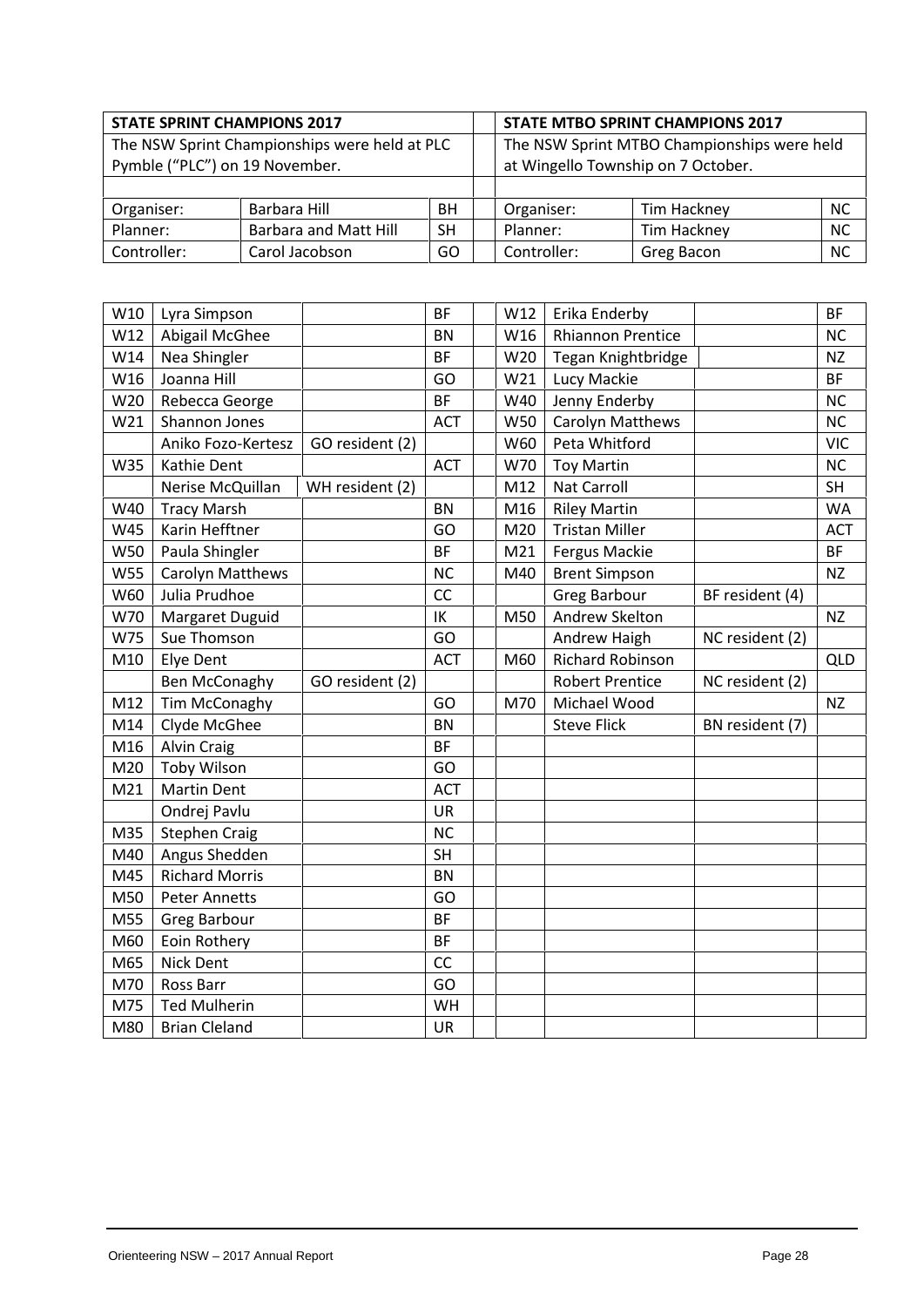| STATE SPRINT CHAMPIONS 2017 | | |
|---|---|---|
| The NSW Sprint Championships were held at PLC Pymble ("PLC") on 19 November. | | |
| Organiser: | Barbara Hill | BH |
| Planner: | Barbara and Matt Hill | SH |
| Controller: | Carol Jacobson | GO |

| STATE MTBO SPRINT CHAMPIONS 2017 | | |
|---|---|---|
| The NSW Sprint MTBO Championships were held at Wingello Township on 7 October. | | |
| Organiser: | Tim Hackney | NC |
| Planner: | Tim Hackney | NC |
| Controller: | Greg Bacon | NC |

| Class | Name | Note | Club |
|---|---|---|---|
| W10 | Lyra Simpson | | BF |
| W12 | Abigail McGhee | | BN |
| W14 | Nea Shingler | | BF |
| W16 | Joanna Hill | | GO |
| W20 | Rebecca George | | BF |
| W21 | Shannon Jones | | ACT |
| | Aniko Fozo-Kertesz | GO resident (2) | |
| W35 | Kathie Dent | | ACT |
| | Nerise McQuillan | WH resident (2) | |
| W40 | Tracy Marsh | | BN |
| W45 | Karin Hefftner | | GO |
| W50 | Paula Shingler | | BF |
| W55 | Carolyn Matthews | | NC |
| W60 | Julia Prudhoe | | CC |
| W70 | Margaret Duguid | | IK |
| W75 | Sue Thomson | | GO |
| M10 | Elye Dent | | ACT |
| | Ben McConaghy | GO resident (2) | |
| M12 | Tim McConaghy | | GO |
| M14 | Clyde McGhee | | BN |
| M16 | Alvin Craig | | BF |
| M20 | Toby Wilson | | GO |
| M21 | Martin Dent | | ACT |
| | Ondrej Pavlu | | UR |
| M35 | Stephen Craig | | NC |
| M40 | Angus Shedden | | SH |
| M45 | Richard Morris | | BN |
| M50 | Peter Annetts | | GO |
| M55 | Greg Barbour | | BF |
| M60 | Eoin Rothery | | BF |
| M65 | Nick Dent | | CC |
| M70 | Ross Barr | | GO |
| M75 | Ted Mulherin | | WH |
| M80 | Brian Cleland | | UR |

| Class | Name | Note | Club |
|---|---|---|---|
| W12 | Erika Enderby | | BF |
| W16 | Rhiannon Prentice | | NC |
| W20 | Tegan Knightbridge | | NZ |
| W21 | Lucy Mackie | | BF |
| W40 | Jenny Enderby | | NC |
| W50 | Carolyn Matthews | | NC |
| W60 | Peta Whitford | | VIC |
| W70 | Toy Martin | | NC |
| M12 | Nat Carroll | | SH |
| M16 | Riley Martin | | WA |
| M20 | Tristan Miller | | ACT |
| M21 | Fergus Mackie | | BF |
| M40 | Brent Simpson | | NZ |
| | Greg Barbour | BF resident (4) | |
| M50 | Andrew Skelton | | NZ |
| | Andrew Haigh | NC resident (2) | |
| M60 | Richard Robinson | | QLD |
| | Robert Prentice | NC resident (2) | |
| M70 | Michael Wood | | NZ |
| | Steve Flick | BN resident (7) | |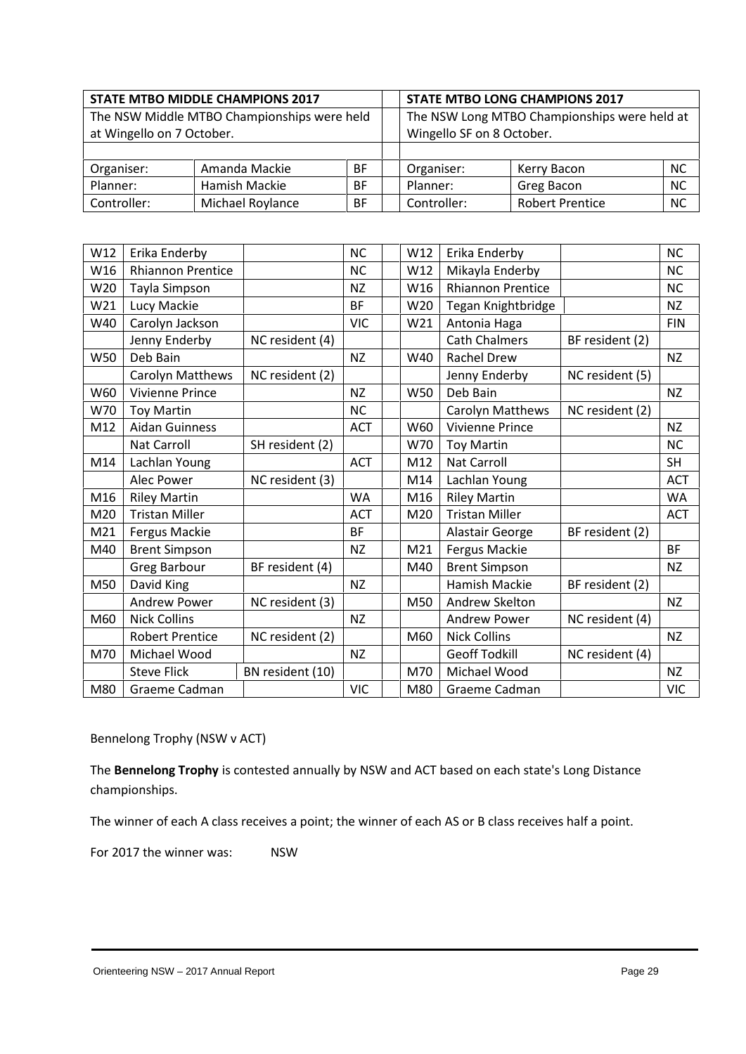| STATE MTBO MIDDLE CHAMPIONS 2017 | | |
|---|---|---|
| The NSW Middle MTBO Championships were held at Wingello on 7 October. | | |
| Organiser: | Amanda Mackie | BF |
| Planner: | Hamish Mackie | BF |
| Controller: | Michael Roylance | BF |

| STATE MTBO LONG CHAMPIONS 2017 | | |
|---|---|---|
| The NSW Long MTBO Championships were held at Wingello SF on 8 October. | | |
| Organiser: | Kerry Bacon | NC |
| Planner: | Greg Bacon | NC |
| Controller: | Robert Prentice | NC |

**Middle Championships**

| Class | Name | Note | Club |
|---|---|---|---|
| W12 | Erika Enderby | | NC |
| W16 | Rhiannon Prentice | | NC |
| W20 | Tayla Simpson | | NZ |
| W21 | Lucy Mackie | | BF |
| W40 | Carolyn Jackson | | VIC |
| | Jenny Enderby | NC resident (4) | |
| W50 | Deb Bain | | NZ |
| | Carolyn Matthews | NC resident (2) | |
| W60 | Vivienne Prince | | NZ |
| W70 | Toy Martin | | NC |
| M12 | Aidan Guinness | | ACT |
| | Nat Carroll | SH resident (2) | |
| M14 | Lachlan Young | | ACT |
| | Alec Power | NC resident (3) | |
| M16 | Riley Martin | | WA |
| M20 | Tristan Miller | | ACT |
| M21 | Fergus Mackie | | BF |
| M40 | Brent Simpson | | NZ |
| | Greg Barbour | BF resident (4) | |
| M50 | David King | | NZ |
| | Andrew Power | NC resident (3) | |
| M60 | Nick Collins | | NZ |
| | Robert Prentice | NC resident (2) | |
| M70 | Michael Wood | | NZ |
| | Steve Flick | BN resident (10) | |
| M80 | Graeme Cadman | | VIC |

**Long Championships**

| Class | Name | Note | Club |
|---|---|---|---|
| W12 | Erika Enderby | | NC |
| W12 | Mikayla Enderby | | NC |
| W16 | Rhiannon Prentice | | NC |
| W20 | Tegan Knightbridge | | NZ |
| W21 | Antonia Haga | | FIN |
| | Cath Chalmers | BF resident (2) | |
| W40 | Rachel Drew | | NZ |
| | Jenny Enderby | NC resident (5) | |
| W50 | Deb Bain | | NZ |
| | Carolyn Matthews | NC resident (2) | |
| W60 | Vivienne Prince | | NZ |
| W70 | Toy Martin | | NC |
| M12 | Nat Carroll | | SH |
| M14 | Lachlan Young | | ACT |
| M16 | Riley Martin | | WA |
| M20 | Tristan Miller | | ACT |
| | Alastair George | BF resident (2) | |
| M21 | Fergus Mackie | | BF |
| M40 | Brent Simpson | | NZ |
| | Hamish Mackie | BF resident (2) | |
| M50 | Andrew Skelton | | NZ |
| | Andrew Power | NC resident (4) | |
| M60 | Nick Collins | | NZ |
| | Geoff Todkill | NC resident (4) | |
| M70 | Michael Wood | | NZ |
| M80 | Graeme Cadman | | VIC |

Bennelong Trophy (NSW v ACT)

The **Bennelong Trophy** is contested annually by NSW and ACT based on each state's Long Distance championships.

The winner of each A class receives a point; the winner of each AS or B class receives half a point.

For 2017 the winner was: NSW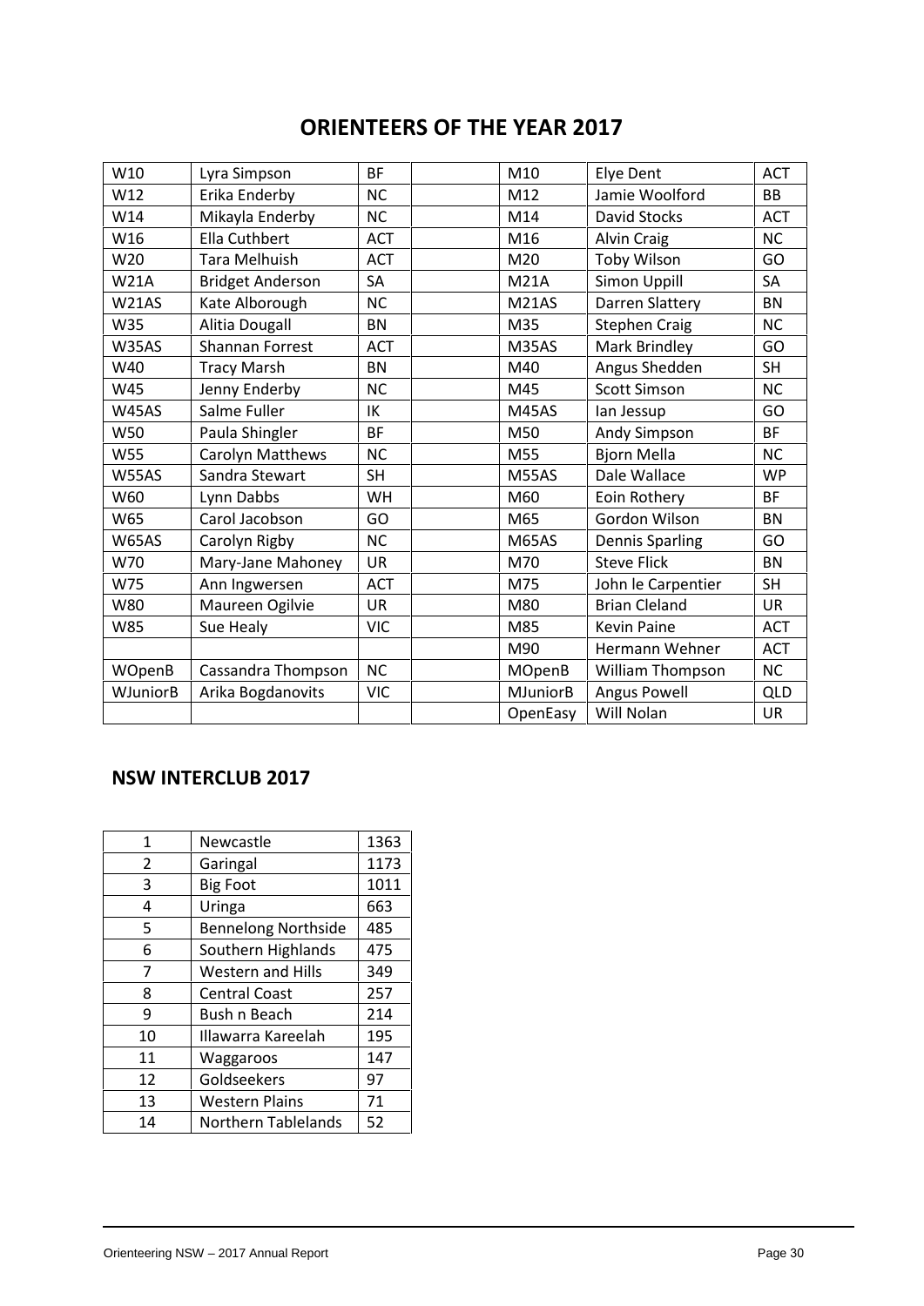# ORIENTEERS OF THE YEAR 2017

| | | | | | | |
|---|---|---|---|---|---|---|
| W10 | Lyra Simpson | BF | | M10 | Elye Dent | ACT |
| W12 | Erika Enderby | NC | | M12 | Jamie Woolford | BB |
| W14 | Mikayla Enderby | NC | | M14 | David Stocks | ACT |
| W16 | Ella Cuthbert | ACT | | M16 | Alvin Craig | NC |
| W20 | Tara Melhuish | ACT | | M20 | Toby Wilson | GO |
| W21A | Bridget Anderson | SA | | M21A | Simon Uppill | SA |
| W21AS | Kate Alborough | NC | | M21AS | Darren Slattery | BN |
| W35 | Alitia Dougall | BN | | M35 | Stephen Craig | NC |
| W35AS | Shannan Forrest | ACT | | M35AS | Mark Brindley | GO |
| W40 | Tracy Marsh | BN | | M40 | Angus Shedden | SH |
| W45 | Jenny Enderby | NC | | M45 | Scott Simson | NC |
| W45AS | Salme Fuller | IK | | M45AS | Ian Jessup | GO |
| W50 | Paula Shingler | BF | | M50 | Andy Simpson | BF |
| W55 | Carolyn Matthews | NC | | M55 | Bjorn Mella | NC |
| W55AS | Sandra Stewart | SH | | M55AS | Dale Wallace | WP |
| W60 | Lynn Dabbs | WH | | M60 | Eoin Rothery | BF |
| W65 | Carol Jacobson | GO | | M65 | Gordon Wilson | BN |
| W65AS | Carolyn Rigby | NC | | M65AS | Dennis Sparling | GO |
| W70 | Mary-Jane Mahoney | UR | | M70 | Steve Flick | BN |
| W75 | Ann Ingwersen | ACT | | M75 | John le Carpentier | SH |
| W80 | Maureen Ogilvie | UR | | M80 | Brian Cleland | UR |
| W85 | Sue Healy | VIC | | M85 | Kevin Paine | ACT |
| | | | | M90 | Hermann Wehner | ACT |
| WOpenB | Cassandra Thompson | NC | | MOpenB | William Thompson | NC |
| WJuniorB | Arika Bogdanovits | VIC | | MJuniorB | Angus Powell | QLD |
| | | | | OpenEasy | Will Nolan | UR |

## NSW INTERCLUB 2017

| | | |
|---|---|---|
| 1 | Newcastle | 1363 |
| 2 | Garingal | 1173 |
| 3 | Big Foot | 1011 |
| 4 | Uringa | 663 |
| 5 | Bennelong Northside | 485 |
| 6 | Southern Highlands | 475 |
| 7 | Western and Hills | 349 |
| 8 | Central Coast | 257 |
| 9 | Bush n Beach | 214 |
| 10 | Illawarra Kareelah | 195 |
| 11 | Waggaroos | 147 |
| 12 | Goldseekers | 97 |
| 13 | Western Plains | 71 |
| 14 | Northern Tablelands | 52 |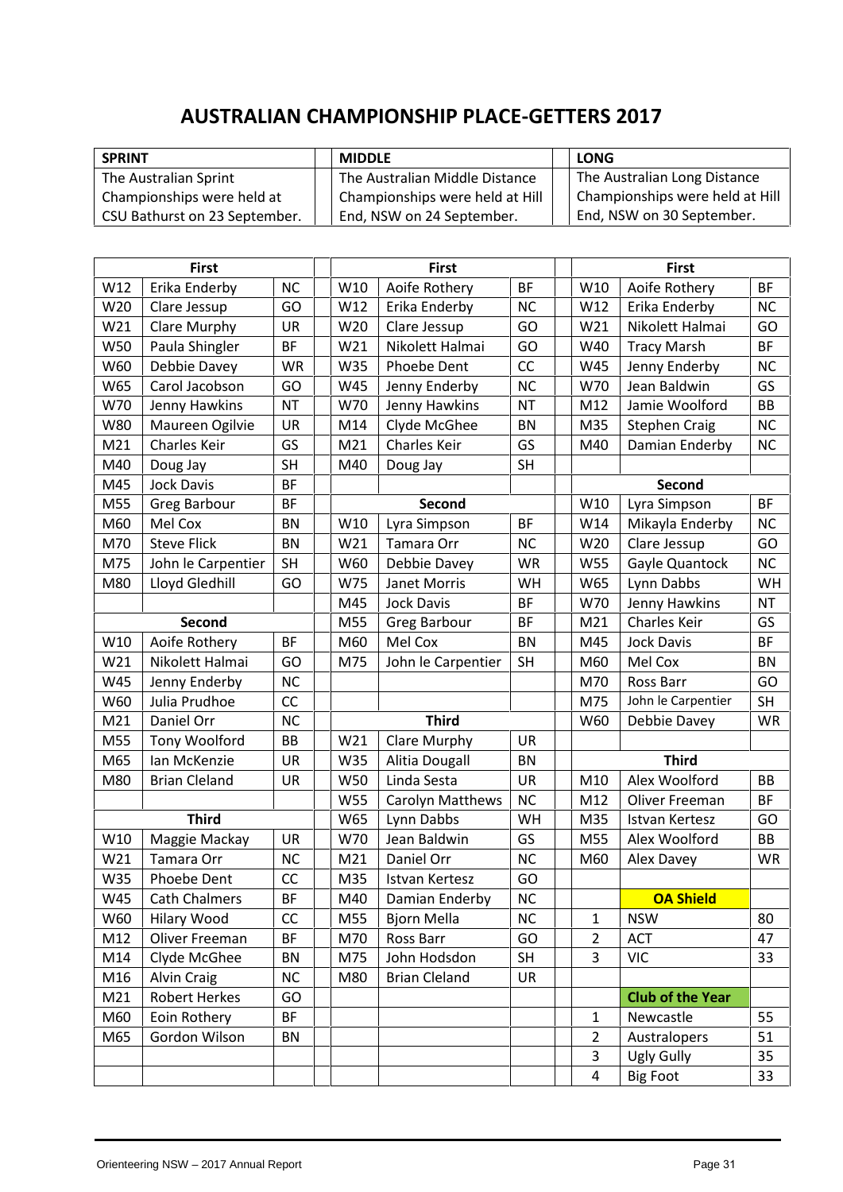# AUSTRALIAN CHAMPIONSHIP PLACE-GETTERS 2017

| SPRINT | MIDDLE | LONG |
|---|---|---|
| The Australian Sprint Championships were held at CSU Bathurst on 23 September. | The Australian Middle Distance Championships were held at Hill End, NSW on 24 September. | The Australian Long Distance Championships were held at Hill End, NSW on 30 September. |

## Sprint

| First | | |
|---|---|---|
| W12 | Erika Enderby | NC |
| W20 | Clare Jessup | GO |
| W21 | Clare Murphy | UR |
| W50 | Paula Shingler | BF |
| W60 | Debbie Davey | WR |
| W65 | Carol Jacobson | GO |
| W70 | Jenny Hawkins | NT |
| W80 | Maureen Ogilvie | UR |
| M21 | Charles Keir | GS |
| M40 | Doug Jay | SH |
| M45 | Jock Davis | BF |
| M55 | Greg Barbour | BF |
| M60 | Mel Cox | BN |
| M70 | Steve Flick | BN |
| M75 | John le Carpentier | SH |
| M80 | Lloyd Gledhill | GO |
| **Second** | | |
| W10 | Aoife Rothery | BF |
| W21 | Nikolett Halmai | GO |
| W45 | Jenny Enderby | NC |
| W60 | Julia Prudhoe | CC |
| M21 | Daniel Orr | NC |
| M55 | Tony Woolford | BB |
| M65 | Ian McKenzie | UR |
| M80 | Brian Cleland | UR |
| **Third** | | |
| W10 | Maggie Mackay | UR |
| W21 | Tamara Orr | NC |
| W35 | Phoebe Dent | CC |
| W45 | Cath Chalmers | BF |
| W60 | Hilary Wood | CC |
| M12 | Oliver Freeman | BF |
| M14 | Clyde McGhee | BN |
| M16 | Alvin Craig | NC |
| M21 | Robert Herkes | GO |
| M60 | Eoin Rothery | BF |
| M65 | Gordon Wilson | BN |

## Middle

| First | | |
|---|---|---|
| W10 | Aoife Rothery | BF |
| W12 | Erika Enderby | NC |
| W20 | Clare Jessup | GO |
| W21 | Nikolett Halmai | GO |
| W35 | Phoebe Dent | CC |
| W45 | Jenny Enderby | NC |
| W70 | Jenny Hawkins | NT |
| M14 | Clyde McGhee | BN |
| M21 | Charles Keir | GS |
| M40 | Doug Jay | SH |
| **Second** | | |
| W10 | Lyra Simpson | BF |
| W21 | Tamara Orr | NC |
| W60 | Debbie Davey | WR |
| W75 | Janet Morris | WH |
| M45 | Jock Davis | BF |
| M55 | Greg Barbour | BF |
| M60 | Mel Cox | BN |
| M75 | John le Carpentier | SH |
| **Third** | | |
| W21 | Clare Murphy | UR |
| W35 | Alitia Dougall | BN |
| W50 | Linda Sesta | UR |
| W55 | Carolyn Matthews | NC |
| W65 | Lynn Dabbs | WH |
| W70 | Jean Baldwin | GS |
| M21 | Daniel Orr | NC |
| M35 | Istvan Kertesz | GO |
| M40 | Damian Enderby | NC |
| M55 | Bjorn Mella | NC |
| M70 | Ross Barr | GO |
| M75 | John Hodsdon | SH |
| M80 | Brian Cleland | UR |

## Long

| First | | |
|---|---|---|
| W10 | Aoife Rothery | BF |
| W12 | Erika Enderby | NC |
| W21 | Nikolett Halmai | GO |
| W40 | Tracy Marsh | BF |
| W45 | Jenny Enderby | NC |
| W70 | Jean Baldwin | GS |
| M12 | Jamie Woolford | BB |
| M35 | Stephen Craig | NC |
| M40 | Damian Enderby | NC |
| **Second** | | |
| W10 | Lyra Simpson | BF |
| W14 | Mikayla Enderby | NC |
| W20 | Clare Jessup | GO |
| W55 | Gayle Quantock | NC |
| W65 | Lynn Dabbs | WH |
| W70 | Jenny Hawkins | NT |
| M21 | Charles Keir | GS |
| M45 | Jock Davis | BF |
| M60 | Mel Cox | BN |
| M70 | Ross Barr | GO |
| M75 | John le Carpentier | SH |
| W60 | Debbie Davey | WR |
| **Third** | | |
| M10 | Alex Woolford | BB |
| M12 | Oliver Freeman | BF |
| M35 | Istvan Kertesz | GO |
| M55 | Alex Woolford | BB |
| M60 | Alex Davey | WR |

| | **OA Shield** | |
|---|---|---|
| 1 | NSW | 80 |
| 2 | ACT | 47 |
| 3 | VIC | 33 |

| | **Club of the Year** | |
|---|---|---|
| 1 | Newcastle | 55 |
| 2 | Australopers | 51 |
| 3 | Ugly Gully | 35 |
| 4 | Big Foot | 33 |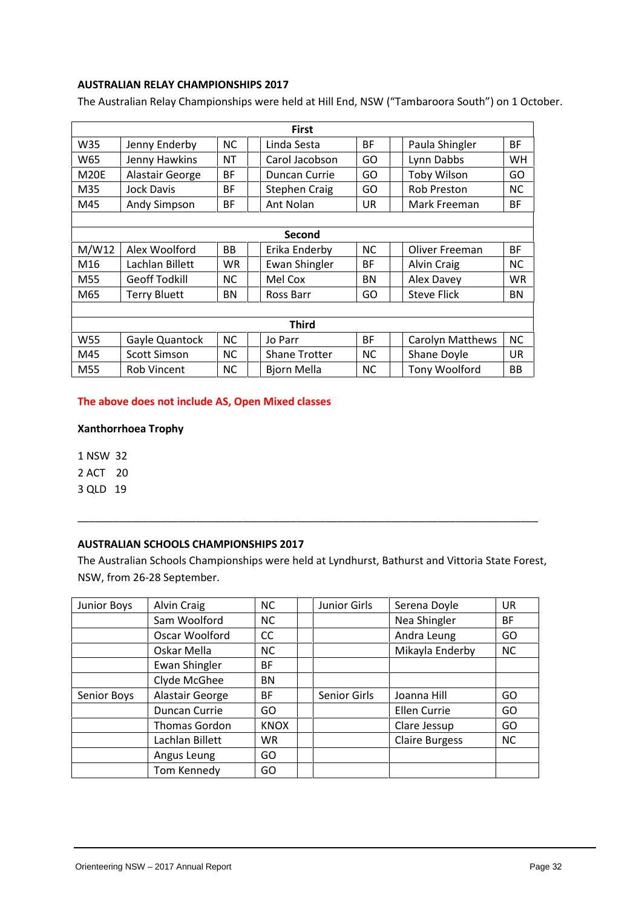**AUSTRALIAN RELAY CHAMPIONSHIPS 2017**

The Australian Relay Championships were held at Hill End, NSW ("Tambaroora South") on 1 October.

| | | | | | | | | |
|---|---|---|---|---|---|---|---|---|
| **First** | | | | | | | | |
| W35 | Jenny Enderby | NC | | Linda Sesta | BF | | Paula Shingler | BF |
| W65 | Jenny Hawkins | NT | | Carol Jacobson | GO | | Lynn Dabbs | WH |
| M20E | Alastair George | BF | | Duncan Currie | GO | | Toby Wilson | GO |
| M35 | Jock Davis | BF | | Stephen Craig | GO | | Rob Preston | NC |
| M45 | Andy Simpson | BF | | Ant Nolan | UR | | Mark Freeman | BF |
| | | | | | | | | |
| **Second** | | | | | | | | |
| M/W12 | Alex Woolford | BB | | Erika Enderby | NC | | Oliver Freeman | BF |
| M16 | Lachlan Billett | WR | | Ewan Shingler | BF | | Alvin Craig | NC |
| M55 | Geoff Todkill | NC | | Mel Cox | BN | | Alex Davey | WR |
| M65 | Terry Bluett | BN | | Ross Barr | GO | | Steve Flick | BN |
| | | | | | | | | |
| **Third** | | | | | | | | |
| W55 | Gayle Quantock | NC | | Jo Parr | BF | | Carolyn Matthews | NC |
| M45 | Scott Simson | NC | | Shane Trotter | NC | | Shane Doyle | UR |
| M55 | Rob Vincent | NC | | Bjorn Mella | NC | | Tony Woolford | BB |

**The above does not include AS, Open Mixed classes**

**Xanthorrhoea Trophy**

1 NSW 32

2 ACT 20

3 QLD 19

---

**AUSTRALIAN SCHOOLS CHAMPIONSHIPS 2017**

The Australian Schools Championships were held at Lyndhurst, Bathurst and Vittoria State Forest, NSW, from 26-28 September.

| | | | | | | |
|---|---|---|---|---|---|---|
| Junior Boys | Alvin Craig | NC | | Junior Girls | Serena Doyle | UR |
| | Sam Woolford | NC | | | Nea Shingler | BF |
| | Oscar Woolford | CC | | | Andra Leung | GO |
| | Oskar Mella | NC | | | Mikayla Enderby | NC |
| | Ewan Shingler | BF | | | | |
| | Clyde McGhee | BN | | | | |
| Senior Boys | Alastair George | BF | | Senior Girls | Joanna Hill | GO |
| | Duncan Currie | GO | | | Ellen Currie | GO |
| | Thomas Gordon | KNOX | | | Clare Jessup | GO |
| | Lachlan Billett | WR | | | Claire Burgess | NC |
| | Angus Leung | GO | | | | |
| | Tom Kennedy | GO | | | | |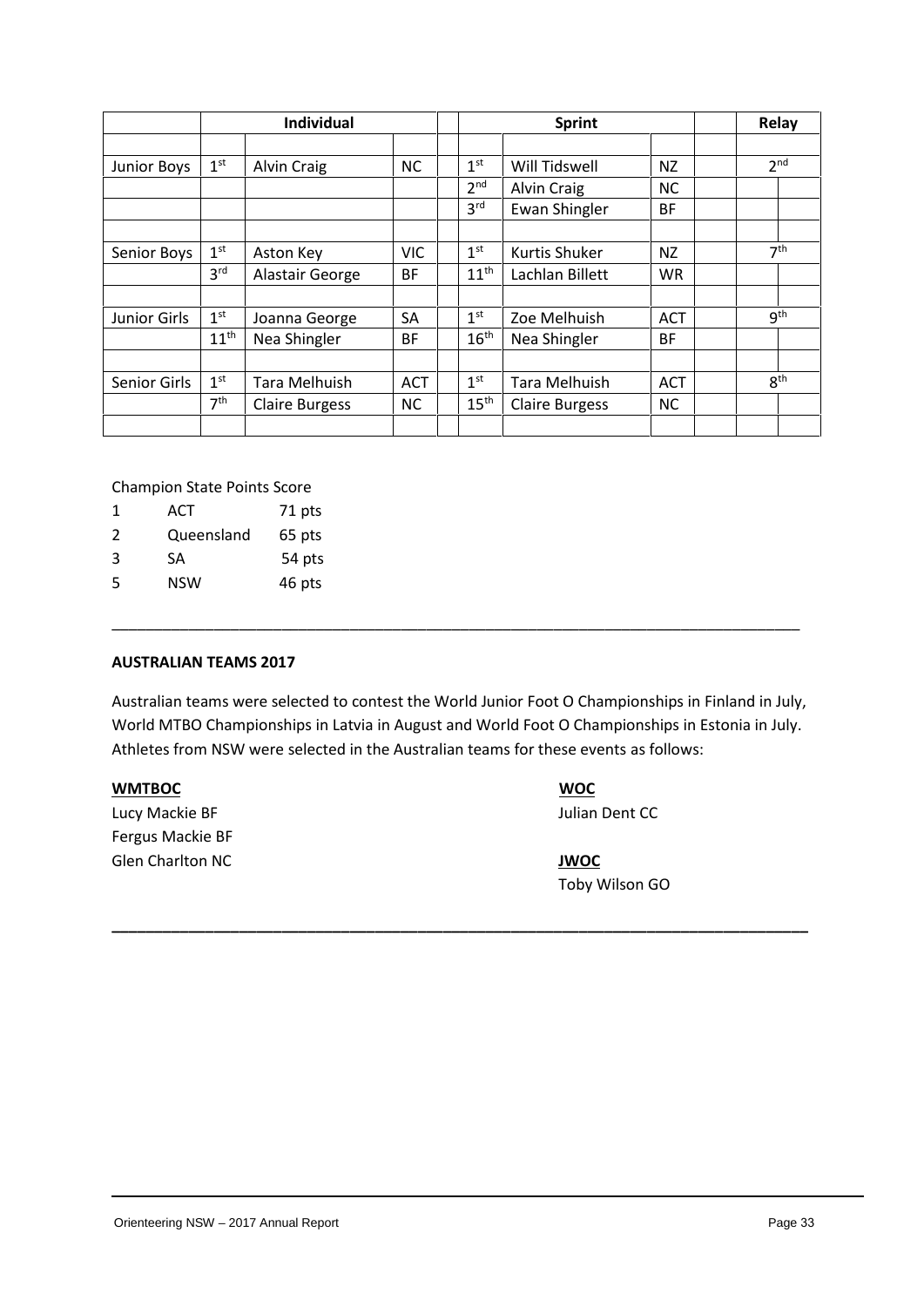| | Individual | | | | Sprint | | | | Relay |
|---|---|---|---|---|---|---|---|---|---|
| | | | | | | | | | |
| Junior Boys | 1st | Alvin Craig | NC | | 1st | Will Tidswell | NZ | | 2nd |
| | | | | | 2nd | Alvin Craig | NC | | |
| | | | | | 3rd | Ewan Shingler | BF | | |
| | | | | | | | | | |
| Senior Boys | 1st | Aston Key | VIC | | 1st | Kurtis Shuker | NZ | | 7th |
| | 3rd | Alastair George | BF | | 11th | Lachlan Billett | WR | | |
| | | | | | | | | | |
| Junior Girls | 1st | Joanna George | SA | | 1st | Zoe Melhuish | ACT | | 9th |
| | 11th | Nea Shingler | BF | | 16th | Nea Shingler | BF | | |
| | | | | | | | | | |
| Senior Girls | 1st | Tara Melhuish | ACT | | 1st | Tara Melhuish | ACT | | 8th |
| | 7th | Claire Burgess | NC | | 15th | Claire Burgess | NC | | |

Champion State Points Score

| | | |
|---|---|---|
| 1 | ACT | 71 pts |
| 2 | Queensland | 65 pts |
| 3 | SA | 54 pts |
| 5 | NSW | 46 pts |

---

**AUSTRALIAN TEAMS 2017**

Australian teams were selected to contest the World Junior Foot O Championships in Finland in July, World MTBO Championships in Latvia in August and World Foot O Championships in Estonia in July. Athletes from NSW were selected in the Australian teams for these events as follows:

**WMTBOC**

Lucy Mackie BF
Fergus Mackie BF
Glen Charlton NC

**WOC**

Julian Dent CC

**JWOC**

Toby Wilson GO

---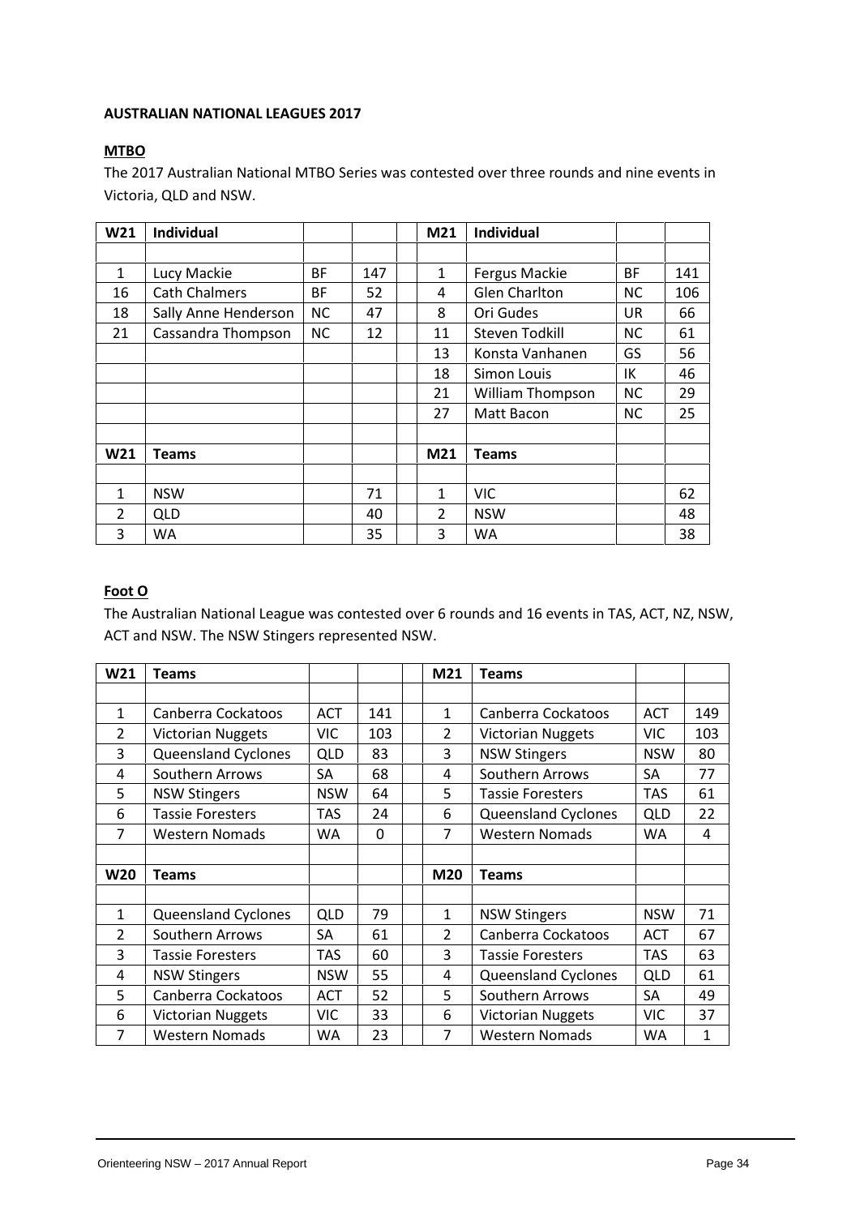**AUSTRALIAN NATIONAL LEAGUES 2017**

**MTBO**

The 2017 Australian National MTBO Series was contested over three rounds and nine events in Victoria, QLD and NSW.

| W21 | Individual | | | | M21 | Individual | | |
|---|---|---|---|---|---|---|---|---|
| | | | | | | | | |
| 1 | Lucy Mackie | BF | 147 | | 1 | Fergus Mackie | BF | 141 |
| 16 | Cath Chalmers | BF | 52 | | 4 | Glen Charlton | NC | 106 |
| 18 | Sally Anne Henderson | NC | 47 | | 8 | Ori Gudes | UR | 66 |
| 21 | Cassandra Thompson | NC | 12 | | 11 | Steven Todkill | NC | 61 |
| | | | | | 13 | Konsta Vanhanen | GS | 56 |
| | | | | | 18 | Simon Louis | IK | 46 |
| | | | | | 21 | William Thompson | NC | 29 |
| | | | | | 27 | Matt Bacon | NC | 25 |
| | | | | | | | | |
| **W21** | **Teams** | | | | **M21** | **Teams** | | |
| | | | | | | | | |
| 1 | NSW | | 71 | | 1 | VIC | | 62 |
| 2 | QLD | | 40 | | 2 | NSW | | 48 |
| 3 | WA | | 35 | | 3 | WA | | 38 |

**Foot O**

The Australian National League was contested over 6 rounds and 16 events in TAS, ACT, NZ, NSW, ACT and NSW. The NSW Stingers represented NSW.

| W21 | Teams | | | | M21 | Teams | | |
|---|---|---|---|---|---|---|---|---|
| | | | | | | | | |
| 1 | Canberra Cockatoos | ACT | 141 | | 1 | Canberra Cockatoos | ACT | 149 |
| 2 | Victorian Nuggets | VIC | 103 | | 2 | Victorian Nuggets | VIC | 103 |
| 3 | Queensland Cyclones | QLD | 83 | | 3 | NSW Stingers | NSW | 80 |
| 4 | Southern Arrows | SA | 68 | | 4 | Southern Arrows | SA | 77 |
| 5 | NSW Stingers | NSW | 64 | | 5 | Tassie Foresters | TAS | 61 |
| 6 | Tassie Foresters | TAS | 24 | | 6 | Queensland Cyclones | QLD | 22 |
| 7 | Western Nomads | WA | 0 | | 7 | Western Nomads | WA | 4 |
| | | | | | | | | |
| **W20** | **Teams** | | | | **M20** | **Teams** | | |
| | | | | | | | | |
| 1 | Queensland Cyclones | QLD | 79 | | 1 | NSW Stingers | NSW | 71 |
| 2 | Southern Arrows | SA | 61 | | 2 | Canberra Cockatoos | ACT | 67 |
| 3 | Tassie Foresters | TAS | 60 | | 3 | Tassie Foresters | TAS | 63 |
| 4 | NSW Stingers | NSW | 55 | | 4 | Queensland Cyclones | QLD | 61 |
| 5 | Canberra Cockatoos | ACT | 52 | | 5 | Southern Arrows | SA | 49 |
| 6 | Victorian Nuggets | VIC | 33 | | 6 | Victorian Nuggets | VIC | 37 |
| 7 | Western Nomads | WA | 23 | | 7 | Western Nomads | WA | 1 |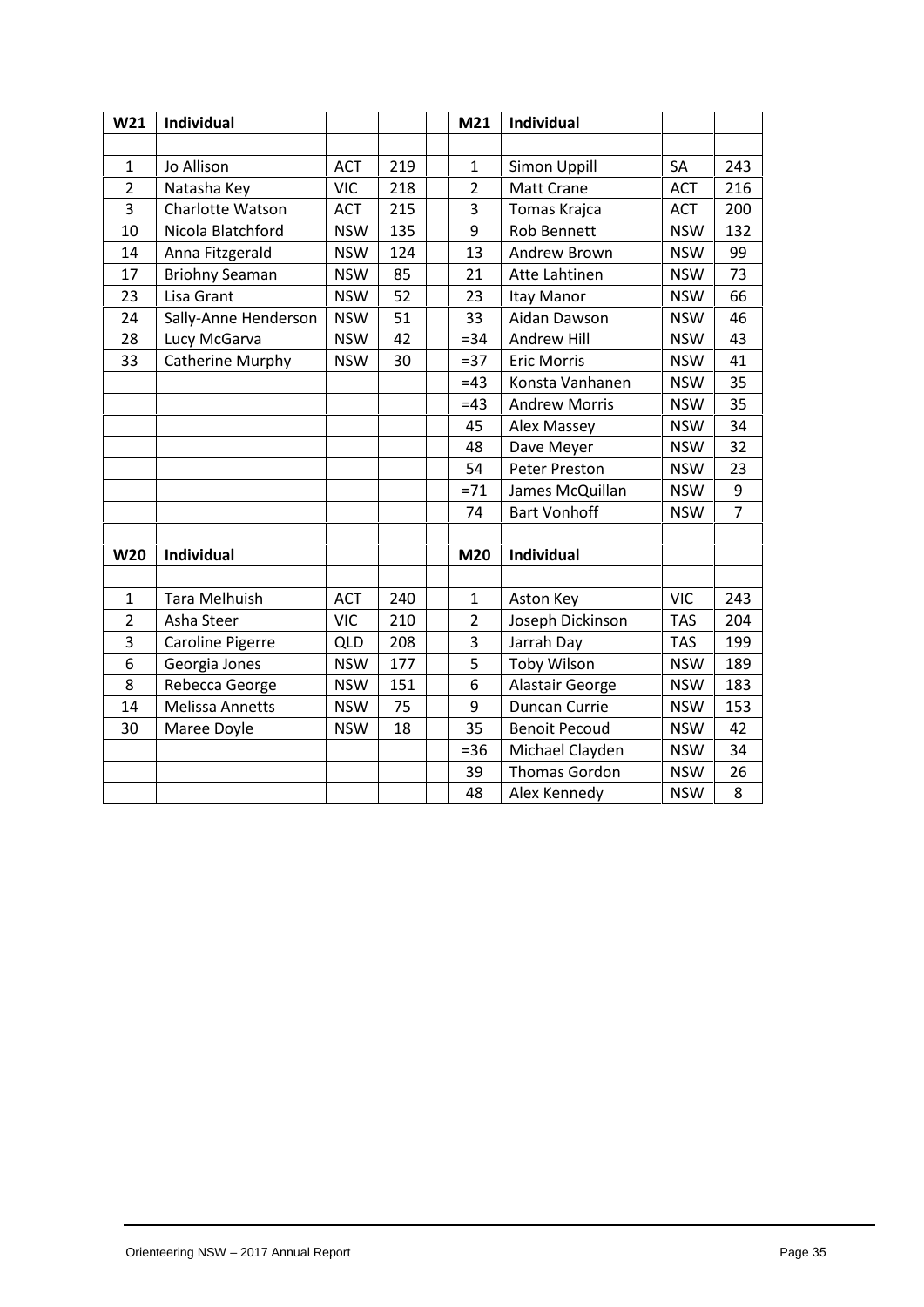| W21 | Individual | | | | M21 | Individual | | |
|---|---|---|---|---|---|---|---|---|
| | | | | | | | | |
| 1 | Jo Allison | ACT | 219 | | 1 | Simon Uppill | SA | 243 |
| 2 | Natasha Key | VIC | 218 | | 2 | Matt Crane | ACT | 216 |
| 3 | Charlotte Watson | ACT | 215 | | 3 | Tomas Krajca | ACT | 200 |
| 10 | Nicola Blatchford | NSW | 135 | | 9 | Rob Bennett | NSW | 132 |
| 14 | Anna Fitzgerald | NSW | 124 | | 13 | Andrew Brown | NSW | 99 |
| 17 | Briohny Seaman | NSW | 85 | | 21 | Atte Lahtinen | NSW | 73 |
| 23 | Lisa Grant | NSW | 52 | | 23 | Itay Manor | NSW | 66 |
| 24 | Sally-Anne Henderson | NSW | 51 | | 33 | Aidan Dawson | NSW | 46 |
| 28 | Lucy McGarva | NSW | 42 | | =34 | Andrew Hill | NSW | 43 |
| 33 | Catherine Murphy | NSW | 30 | | =37 | Eric Morris | NSW | 41 |
| | | | | | =43 | Konsta Vanhanen | NSW | 35 |
| | | | | | =43 | Andrew Morris | NSW | 35 |
| | | | | | 45 | Alex Massey | NSW | 34 |
| | | | | | 48 | Dave Meyer | NSW | 32 |
| | | | | | 54 | Peter Preston | NSW | 23 |
| | | | | | =71 | James McQuillan | NSW | 9 |
| | | | | | 74 | Bart Vonhoff | NSW | 7 |
| | | | | | | | | |
| **W20** | **Individual** | | | | **M20** | **Individual** | | |
| | | | | | | | | |
| 1 | Tara Melhuish | ACT | 240 | | 1 | Aston Key | VIC | 243 |
| 2 | Asha Steer | VIC | 210 | | 2 | Joseph Dickinson | TAS | 204 |
| 3 | Caroline Pigerre | QLD | 208 | | 3 | Jarrah Day | TAS | 199 |
| 6 | Georgia Jones | NSW | 177 | | 5 | Toby Wilson | NSW | 189 |
| 8 | Rebecca George | NSW | 151 | | 6 | Alastair George | NSW | 183 |
| 14 | Melissa Annetts | NSW | 75 | | 9 | Duncan Currie | NSW | 153 |
| 30 | Maree Doyle | NSW | 18 | | 35 | Benoit Pecoud | NSW | 42 |
| | | | | | =36 | Michael Clayden | NSW | 34 |
| | | | | | 39 | Thomas Gordon | NSW | 26 |
| | | | | | 48 | Alex Kennedy | NSW | 8 |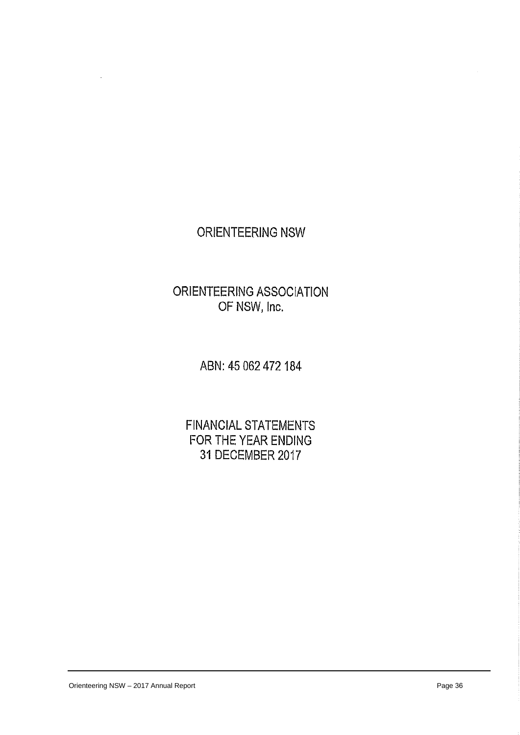# ORIENTEERING NSW

## ORIENTEERING ASSOCIATION OF NSW, Inc.

ABN: 45 062 472 184

## FINANCIAL STATEMENTS FOR THE YEAR ENDING 31 DECEMBER 2017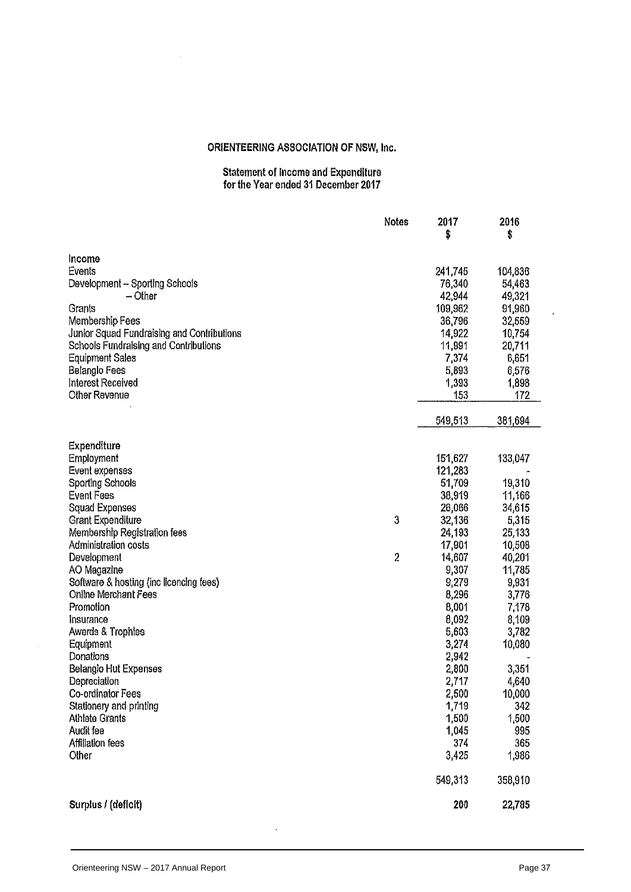# ORIENTEERING ASSOCIATION OF NSW, Inc.

## Statement of Income and Expenditure for the Year ended 31 December 2017

| | Notes | 2017 $ | 2016 $ |
|---|---|---|---|
| **Income** | | | |
| Events | | 241,745 | 104,836 |
| Development – Sporting Schools | | 76,340 | 54,463 |
| – Other | | 42,944 | 49,321 |
| Grants | | 109,962 | 91,960 |
| Membership Fees | | 36,796 | 32,559 |
| Junior Squad Fundraising and Contributions | | 14,922 | 10,754 |
| Schools Fundraising and Contributions | | 11,991 | 20,711 |
| Equipment Sales | | 7,374 | 6,651 |
| Belanglo Fees | | 5,893 | 6,576 |
| Interest Received | | 1,393 | 1,898 |
| Other Revenue | | 153 | 172 |
| | | 549,513 | 381,694 |
| **Expenditure** | | | |
| Employment | | 151,627 | 133,047 |
| Event expenses | | 121,283 | - |
| Sporting Schools | | 51,709 | 19,310 |
| Event Fees | | 38,919 | 11,166 |
| Squad Expenses | | 26,086 | 34,615 |
| Grant Expenditure | 3 | 32,136 | 5,315 |
| Membership Registration fees | | 24,193 | 25,133 |
| Administration costs | | 17,901 | 10,508 |
| Development | 2 | 14,607 | 40,201 |
| AO Magazine | | 9,307 | 11,785 |
| Software & hosting (inc licencing fees) | | 9,279 | 9,931 |
| Online Merchant Fees | | 8,296 | 3,776 |
| Promotion | | 8,001 | 7,178 |
| Insurance | | 8,092 | 8,109 |
| Awards & Trophies | | 5,603 | 3,782 |
| Equipment | | 3,274 | 10,080 |
| Donations | | 2,942 | - |
| Belanglo Hut Expenses | | 2,800 | 3,351 |
| Depreciation | | 2,717 | 4,640 |
| Co-ordinator Fees | | 2,500 | 10,000 |
| Stationery and printing | | 1,719 | 342 |
| Athlete Grants | | 1,500 | 1,500 |
| Audit fee | | 1,045 | 995 |
| Affiliation fees | | 374 | 365 |
| Other | | 3,425 | 1,986 |
| | | 549,313 | 358,910 |
| **Surplus / (deficit)** | | **200** | **22,785** |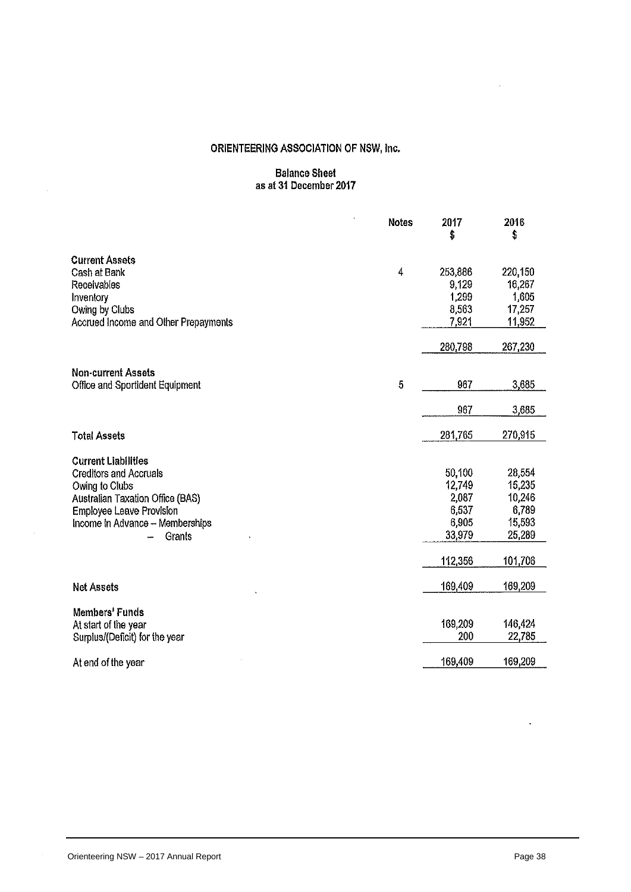# ORIENTEERING ASSOCIATION OF NSW, Inc.

## Balance Sheet
## as at 31 December 2017

| | Notes | 2017 $ | 2016 $ |
|---|---|---|---|
| **Current Assets** | | | |
| Cash at Bank | 4 | 253,886 | 220,150 |
| Receivables | | 9,129 | 16,267 |
| Inventory | | 1,299 | 1,605 |
| Owing by Clubs | | 8,563 | 17,257 |
| Accrued Income and Other Prepayments | | 7,921 | 11,952 |
| | | 280,798 | 267,230 |
| **Non-current Assets** | | | |
| Office and Sportident Equipment | 5 | 967 | 3,685 |
| | | 967 | 3,685 |
| **Total Assets** | | 281,765 | 270,915 |
| **Current Liabilities** | | | |
| Creditors and Accruals | | 50,100 | 28,554 |
| Owing to Clubs | | 12,749 | 15,235 |
| Australian Taxation Office (BAS) | | 2,087 | 10,246 |
| Employee Leave Provision | | 6,537 | 6,789 |
| Income in Advance – Memberships | | 6,905 | 15,593 |
| – Grants | | 33,979 | 25,289 |
| | | 112,356 | 101,706 |
| **Net Assets** | | 169,409 | 169,209 |
| **Members' Funds** | | | |
| At start of the year | | 169,209 | 146,424 |
| Surplus/(Deficit) for the year | | 200 | 22,785 |
| At end of the year | | 169,409 | 169,209 |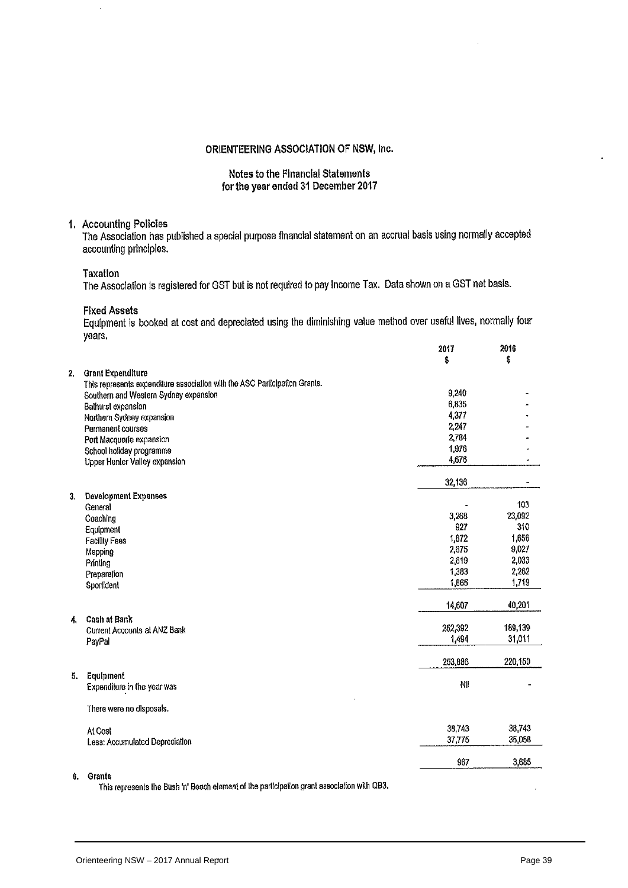# ORIENTEERING ASSOCIATION OF NSW, Inc.

## Notes to the Financial Statements
## for the year ended 31 December 2017

### 1. Accounting Policies

The Association has published a special purpose financial statement on an accrual basis using normally accepted accounting principles.

**Taxation**

The Association is registered for GST but is not required to pay Income Tax. Data shown on a GST net basis.

**Fixed Assets**

Equipment is booked at cost and depreciated using the diminishing value method over useful lives, normally four years.

| | | 2017 | 2016 |
|---|---|---|---|
| | | $ | $ |
| **2.** | **Grant Expenditure** | | |
| | This represents expenditure association with the ASC Participation Grants. | | |
| | Southern and Western Sydney expansion | 9,240 | - |
| | Bathurst expansion | 6,836 | - |
| | Northern Sydney expansion | 4,377 | - |
| | Permanent courses | 2,247 | - |
| | Port Macquarie expansion | 2,784 | - |
| | School holiday programme | 1,976 | - |
| | Upper Hunter Valley expansion | 4,676 | - |
| | | 32,136 | - |
| **3.** | **Development Expenses** | | |
| | General | - | 103 |
| | Coaching | 3,268 | 23,092 |
| | Equipment | 927 | 310 |
| | Facility Fees | 1,872 | 1,656 |
| | Mapping | 2,675 | 9,027 |
| | Printing | 2,619 | 2,033 |
| | Preparation | 1,383 | 2,262 |
| | SportIdent | 1,865 | 1,719 |
| | | 14,607 | 40,201 |
| **4.** | **Cash at Bank** | | |
| | Current Accounts at ANZ Bank | 252,392 | 189,139 |
| | PayPal | 1,494 | 31,011 |
| | | 253,886 | 220,150 |
| **5.** | **Equipment** | | |
| | Expenditure in the year was | Nil | - |
| | There were no disposals. | | |
| | At Cost | 38,743 | 38,743 |
| | Less: Accumulated Depreciation | 37,775 | 35,058 |
| | | 967 | 3,685 |
| **6.** | **Grants** | | |
| | This represents the Bush 'n' Beach element of the participation grant association with QB3. | | |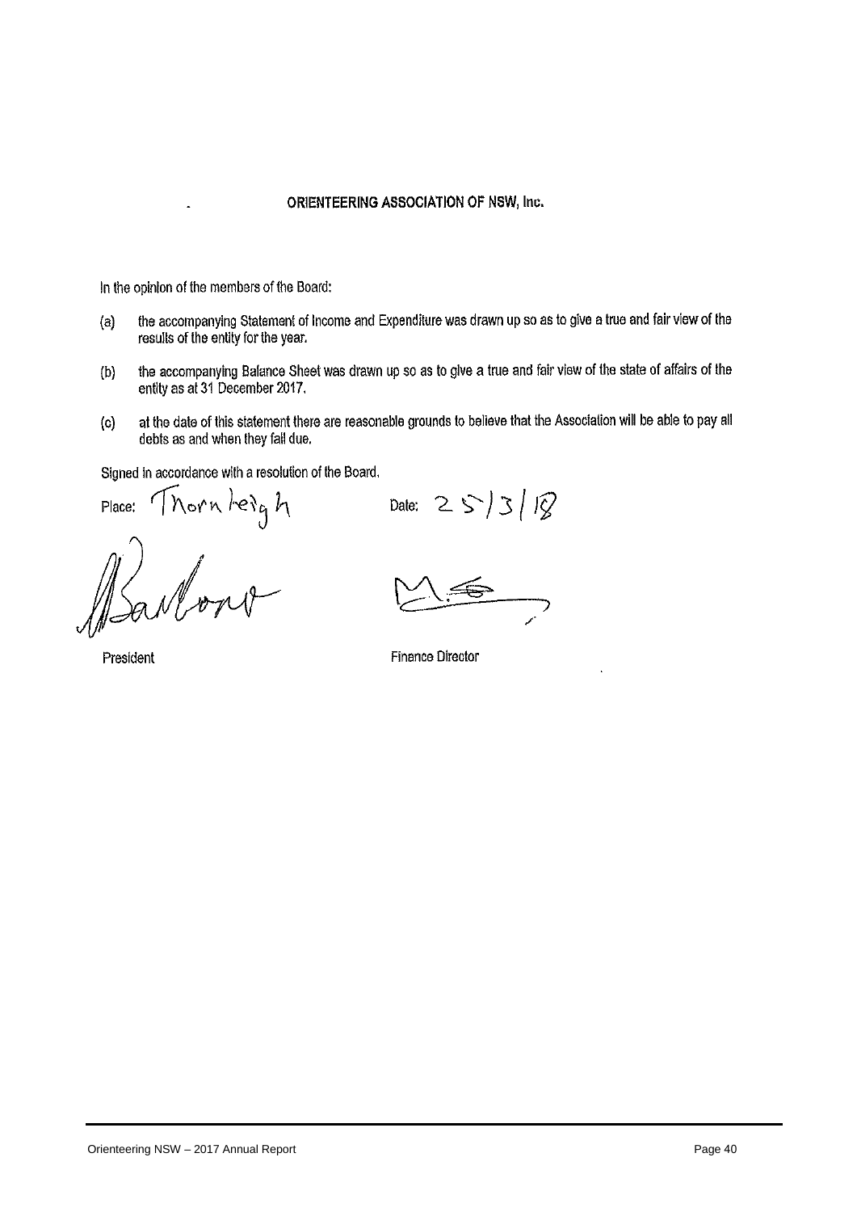**ORIENTEERING ASSOCIATION OF NSW, Inc.**

In the opinion of the members of the Board:

(a) the accompanying Statement of Income and Expenditure was drawn up so as to give a true and fair view of the results of the entity for the year.

(b) the accompanying Balance Sheet was drawn up so as to give a true and fair view of the state of affairs of the entity as at 31 December 2017.

(c) at the date of this statement there are reasonable grounds to believe that the Association will be able to pay all debts as and when they fall due.

Signed in accordance with a resolution of the Board.

Place: Thornleigh

Date: 25/3/18

President

Finance Director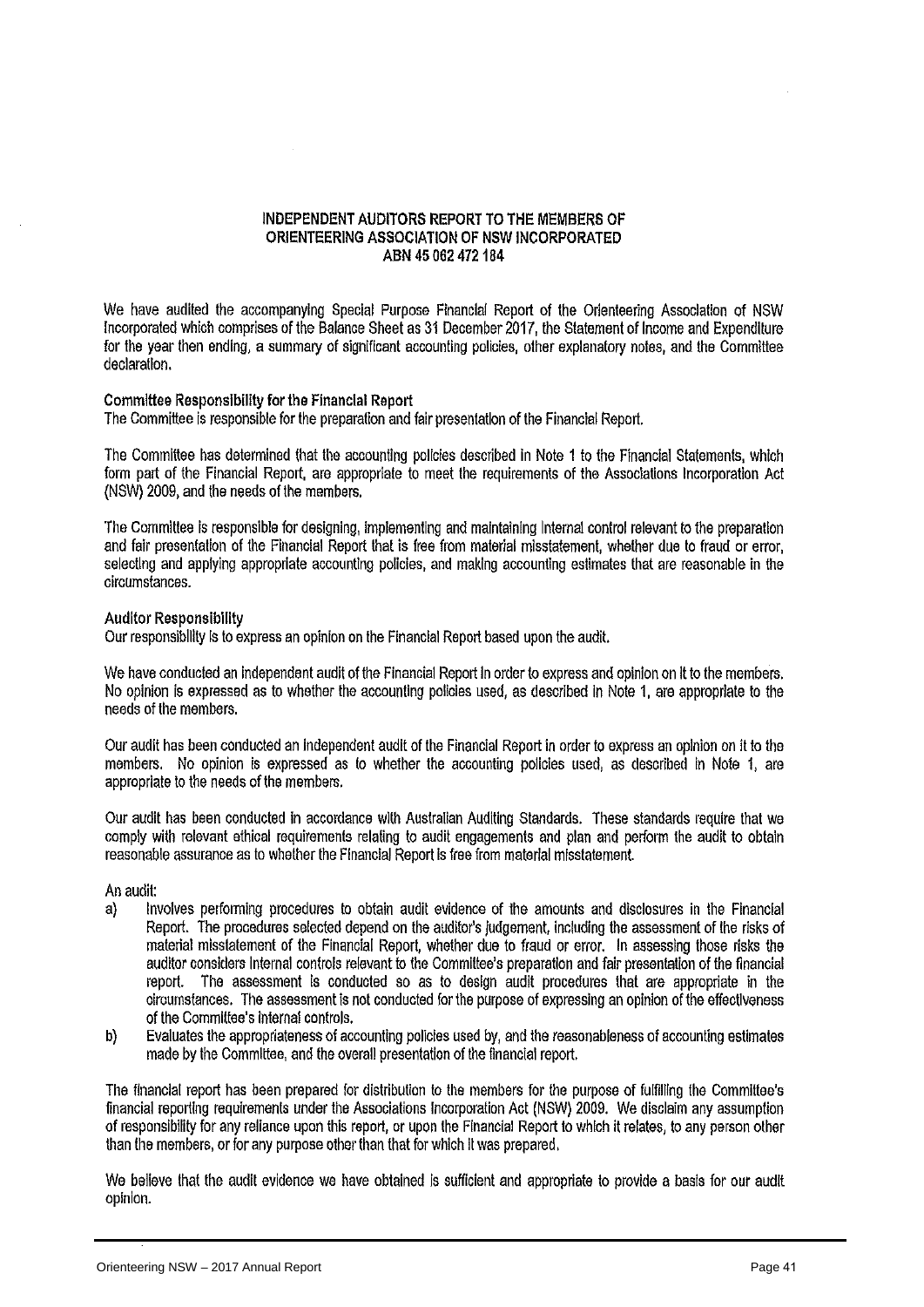# INDEPENDENT AUDITORS REPORT TO THE MEMBERS OF ORIENTEERING ASSOCIATION OF NSW INCORPORATED ABN 45 062 472 184

We have audited the accompanying Special Purpose Financial Report of the Orienteering Association of NSW Incorporated which comprises of the Balance Sheet as 31 December 2017, the Statement of Income and Expenditure for the year then ending, a summary of significant accounting policies, other explanatory notes, and the Committee declaration.

**Committee Responsibility for the Financial Report**

The Committee is responsible for the preparation and fair presentation of the Financial Report.

The Committee has determined that the accounting policies described in Note 1 to the Financial Statements, which form part of the Financial Report, are appropriate to meet the requirements of the Associations Incorporation Act (NSW) 2009, and the needs of the members.

The Committee is responsible for designing, implementing and maintaining internal control relevant to the preparation and fair presentation of the Financial Report that is free from material misstatement, whether due to fraud or error, selecting and applying appropriate accounting policies, and making accounting estimates that are reasonable in the circumstances.

**Auditor Responsibility**

Our responsibility is to express an opinion on the Financial Report based upon the audit.

We have conducted an independent audit of the Financial Report in order to express and opinion on it to the members. No opinion is expressed as to whether the accounting policies used, as described in Note 1, are appropriate to the needs of the members.

Our audit has been conducted an independent audit of the Financial Report in order to express an opinion on it to the members. No opinion is expressed as to whether the accounting policies used, as described in Note 1, are appropriate to the needs of the members.

Our audit has been conducted in accordance with Australian Auditing Standards. These standards require that we comply with relevant ethical requirements relating to audit engagements and plan and perform the audit to obtain reasonable assurance as to whether the Financial Report is free from material misstatement.

An audit:

a) Involves performing procedures to obtain audit evidence of the amounts and disclosures in the Financial Report. The procedures selected depend on the auditor's judgement, including the assessment of the risks of material misstatement of the Financial Report, whether due to fraud or error. In assessing those risks the auditor considers internal controls relevant to the Committee's preparation and fair presentation of the financial report. The assessment is conducted so as to design audit procedures that are appropriate in the circumstances. The assessment is not conducted for the purpose of expressing an opinion of the effectiveness of the Committee's internal controls.

b) Evaluates the appropriateness of accounting policies used by, and the reasonableness of accounting estimates made by the Committee, and the overall presentation of the financial report.

The financial report has been prepared for distribution to the members for the purpose of fulfilling the Committee's financial reporting requirements under the Associations Incorporation Act (NSW) 2009. We disclaim any assumption of responsibility for any reliance upon this report, or upon the Financial Report to which it relates, to any person other than the members, or for any purpose other than that for which it was prepared.

We believe that the audit evidence we have obtained is sufficient and appropriate to provide a basis for our audit opinion.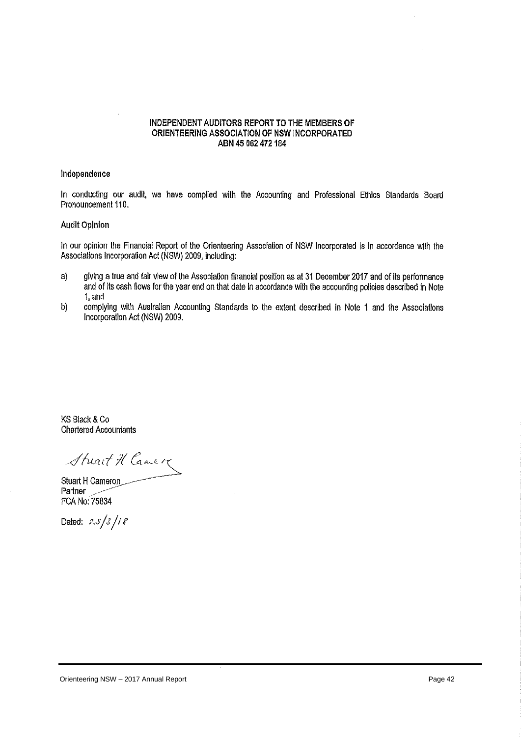# INDEPENDENT AUDITORS REPORT TO THE MEMBERS OF ORIENTEERING ASSOCIATION OF NSW INCORPORATED
## ABN 45 062 472 184

**Independence**

In conducting our audit, we have complied with the Accounting and Professional Ethics Standards Board Pronouncement 110.

**Audit Opinion**

In our opinion the Financial Report of the Orienteering Association of NSW Incorporated is in accordance with the Associations Incorporation Act (NSW) 2009, including:

a) giving a true and fair view of the Association financial position as at 31 December 2017 and of its performance and of its cash flows for the year end on that date in accordance with the accounting policies described in Note 1, and

b) complying with Australian Accounting Standards to the extent described in Note 1 and the Associations Incorporation Act (NSW) 2009.

KS Black & Co
Chartered Accountants

Stuart H Cameron

Stuart H Cameron
Partner
FCA No: 75834

Dated: 25/3/18